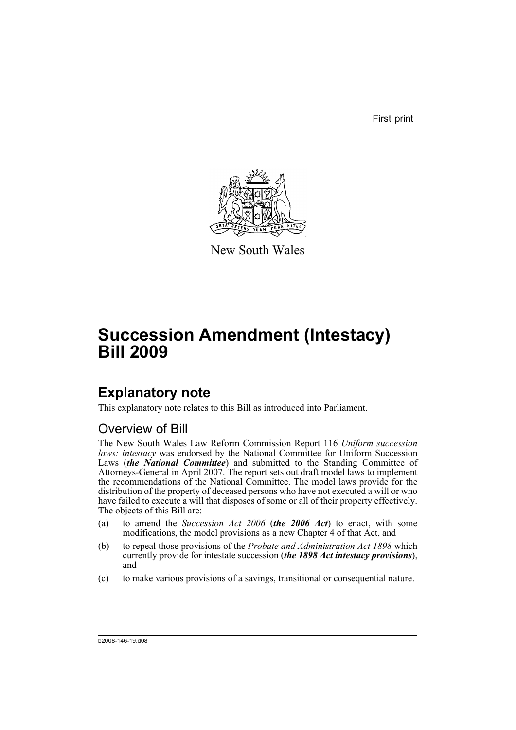First print

New South Wales

# Succession Amendment (Intestacy) Bill 2009

## Explanatory note

This explanatory note relates to this Bill as introduced into Parliament.

### Overview of Bill

The New South Wales Law Reform Commission Report 116 *Uniform succession laws: intestacy* was endorsed by the National Committee for Uniform Succession Laws (***the National Committee***) and submitted to the Standing Committee of Attorneys-General in April 2007. The report sets out draft model laws to implement the recommendations of the National Committee. The model laws provide for the distribution of the property of deceased persons who have not executed a will or who have failed to execute a will that disposes of some or all of their property effectively.

The objects of this Bill are:

(a) to amend the *Succession Act 2006* (***the 2006 Act***) to enact, with some modifications, the model provisions as a new Chapter 4 of that Act, and

(b) to repeal those provisions of the *Probate and Administration Act 1898* which currently provide for intestate succession (***the 1898 Act intestacy provisions***), and

(c) to make various provisions of a savings, transitional or consequential nature.

b2008-146-19.d08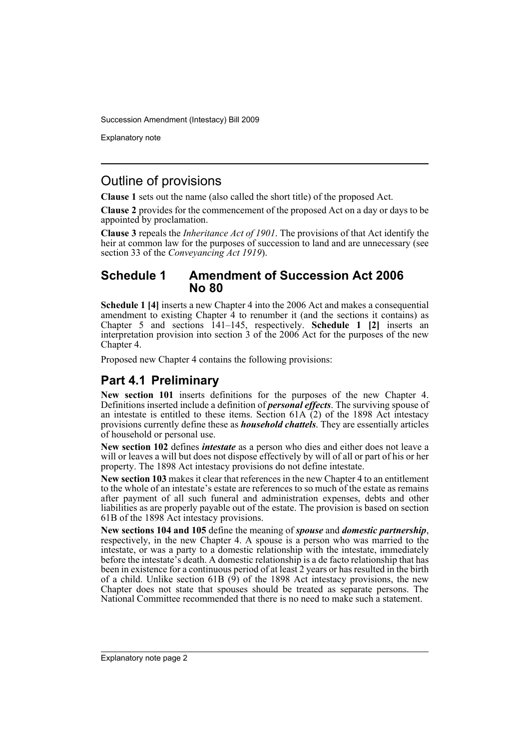## Outline of provisions

**Clause 1** sets out the name (also called the short title) of the proposed Act.

**Clause 2** provides for the commencement of the proposed Act on a day or days to be appointed by proclamation.

**Clause 3** repeals the *Inheritance Act of 1901*. The provisions of that Act identify the heir at common law for the purposes of succession to land and are unnecessary (see section 33 of the *Conveyancing Act 1919*).

## Schedule 1 Amendment of Succession Act 2006 No 80

**Schedule 1 [4]** inserts a new Chapter 4 into the 2006 Act and makes a consequential amendment to existing Chapter 4 to renumber it (and the sections it contains) as Chapter 5 and sections 141–145, respectively. **Schedule 1 [2]** inserts an interpretation provision into section 3 of the 2006 Act for the purposes of the new Chapter 4.

Proposed new Chapter 4 contains the following provisions:

### Part 4.1 Preliminary

**New section 101** inserts definitions for the purposes of the new Chapter 4. Definitions inserted include a definition of ***personal effects***. The surviving spouse of an intestate is entitled to these items. Section 61A (2) of the 1898 Act intestacy provisions currently define these as ***household chattels***. They are essentially articles of household or personal use.

**New section 102** defines ***intestate*** as a person who dies and either does not leave a will or leaves a will but does not dispose effectively by will of all or part of his or her property. The 1898 Act intestacy provisions do not define intestate.

**New section 103** makes it clear that references in the new Chapter 4 to an entitlement to the whole of an intestate's estate are references to so much of the estate as remains after payment of all such funeral and administration expenses, debts and other liabilities as are properly payable out of the estate. The provision is based on section 61B of the 1898 Act intestacy provisions.

**New sections 104 and 105** define the meaning of ***spouse*** and ***domestic partnership***, respectively, in the new Chapter 4. A spouse is a person who was married to the intestate, or was a party to a domestic relationship with the intestate, immediately before the intestate's death. A domestic relationship is a de facto relationship that has been in existence for a continuous period of at least 2 years or has resulted in the birth of a child. Unlike section 61B (9) of the 1898 Act intestacy provisions, the new Chapter does not state that spouses should be treated as separate persons. The National Committee recommended that there is no need to make such a statement.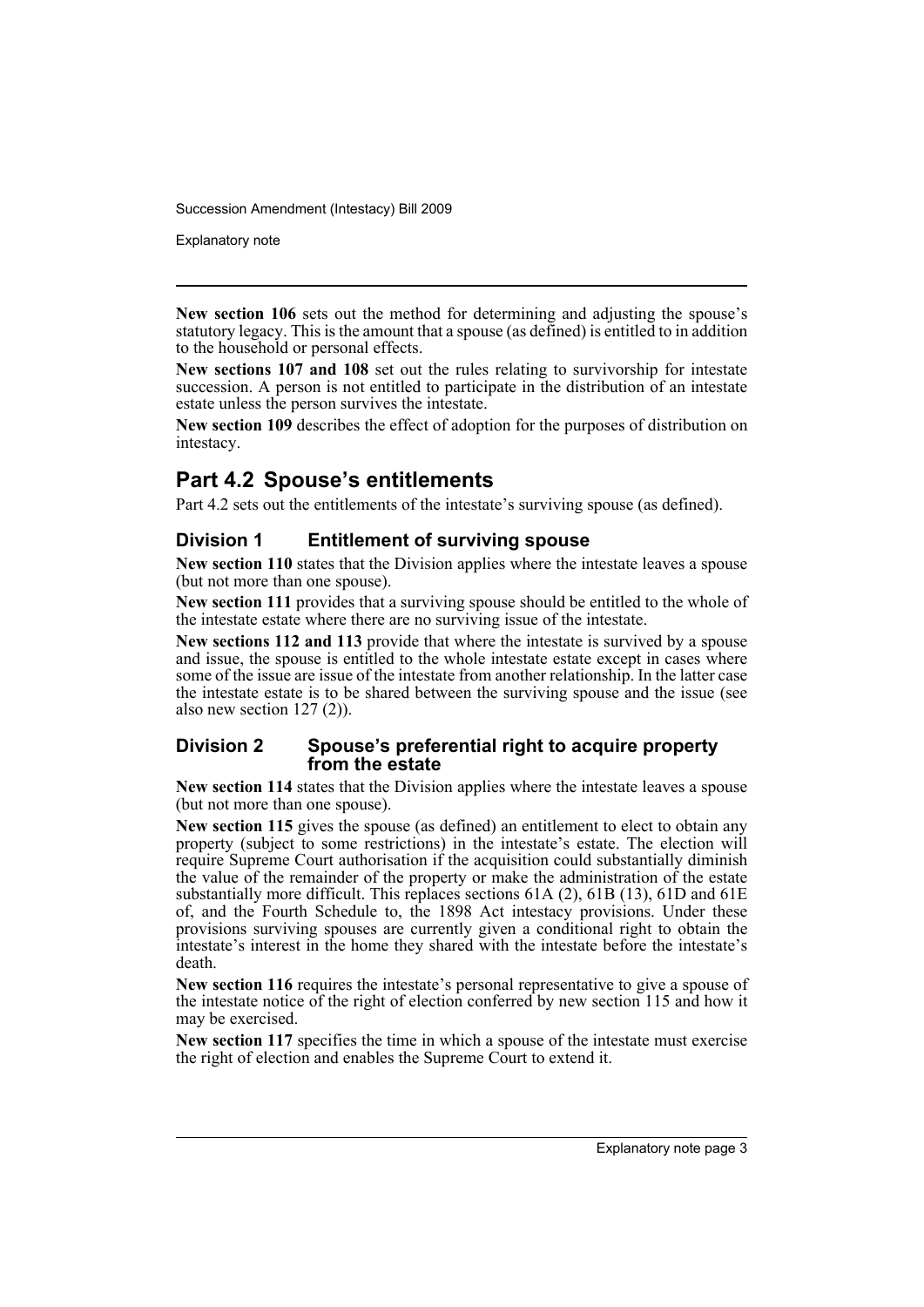**New section 106** sets out the method for determining and adjusting the spouse's statutory legacy. This is the amount that a spouse (as defined) is entitled to in addition to the household or personal effects.

**New sections 107 and 108** set out the rules relating to survivorship for intestate succession. A person is not entitled to participate in the distribution of an intestate estate unless the person survives the intestate.

**New section 109** describes the effect of adoption for the purposes of distribution on intestacy.

## Part 4.2 Spouse's entitlements

Part 4.2 sets out the entitlements of the intestate's surviving spouse (as defined).

### Division 1 Entitlement of surviving spouse

**New section 110** states that the Division applies where the intestate leaves a spouse (but not more than one spouse).

**New section 111** provides that a surviving spouse should be entitled to the whole of the intestate estate where there are no surviving issue of the intestate.

**New sections 112 and 113** provide that where the intestate is survived by a spouse and issue, the spouse is entitled to the whole intestate estate except in cases where some of the issue are issue of the intestate from another relationship. In the latter case the intestate estate is to be shared between the surviving spouse and the issue (see also new section 127 (2)).

### Division 2 Spouse's preferential right to acquire property from the estate

**New section 114** states that the Division applies where the intestate leaves a spouse (but not more than one spouse).

**New section 115** gives the spouse (as defined) an entitlement to elect to obtain any property (subject to some restrictions) in the intestate's estate. The election will require Supreme Court authorisation if the acquisition could substantially diminish the value of the remainder of the property or make the administration of the estate substantially more difficult. This replaces sections 61A (2), 61B (13), 61D and 61E of, and the Fourth Schedule to, the 1898 Act intestacy provisions. Under these provisions surviving spouses are currently given a conditional right to obtain the intestate's interest in the home they shared with the intestate before the intestate's death.

**New section 116** requires the intestate's personal representative to give a spouse of the intestate notice of the right of election conferred by new section 115 and how it may be exercised.

**New section 117** specifies the time in which a spouse of the intestate must exercise the right of election and enables the Supreme Court to extend it.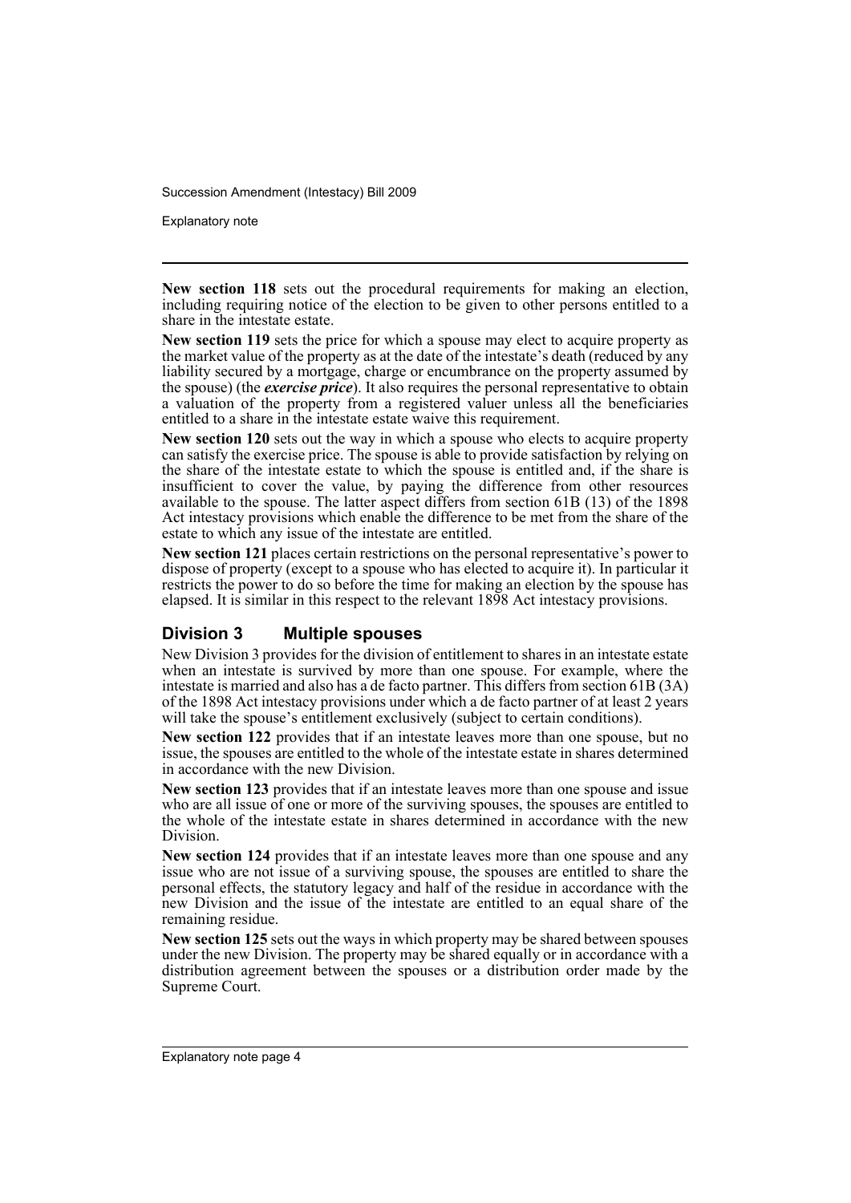**New section 118** sets out the procedural requirements for making an election, including requiring notice of the election to be given to other persons entitled to a share in the intestate estate.

**New section 119** sets the price for which a spouse may elect to acquire property as the market value of the property as at the date of the intestate's death (reduced by any liability secured by a mortgage, charge or encumbrance on the property assumed by the spouse) (the ***exercise price***). It also requires the personal representative to obtain a valuation of the property from a registered valuer unless all the beneficiaries entitled to a share in the intestate estate waive this requirement.

**New section 120** sets out the way in which a spouse who elects to acquire property can satisfy the exercise price. The spouse is able to provide satisfaction by relying on the share of the intestate estate to which the spouse is entitled and, if the share is insufficient to cover the value, by paying the difference from other resources available to the spouse. The latter aspect differs from section 61B (13) of the 1898 Act intestacy provisions which enable the difference to be met from the share of the estate to which any issue of the intestate are entitled.

**New section 121** places certain restrictions on the personal representative's power to dispose of property (except to a spouse who has elected to acquire it). In particular it restricts the power to do so before the time for making an election by the spouse has elapsed. It is similar in this respect to the relevant 1898 Act intestacy provisions.

## Division 3 Multiple spouses

New Division 3 provides for the division of entitlement to shares in an intestate estate when an intestate is survived by more than one spouse. For example, where the intestate is married and also has a de facto partner. This differs from section 61B (3A) of the 1898 Act intestacy provisions under which a de facto partner of at least 2 years will take the spouse's entitlement exclusively (subject to certain conditions).

**New section 122** provides that if an intestate leaves more than one spouse, but no issue, the spouses are entitled to the whole of the intestate estate in shares determined in accordance with the new Division.

**New section 123** provides that if an intestate leaves more than one spouse and issue who are all issue of one or more of the surviving spouses, the spouses are entitled to the whole of the intestate estate in shares determined in accordance with the new Division.

**New section 124** provides that if an intestate leaves more than one spouse and any issue who are not issue of a surviving spouse, the spouses are entitled to share the personal effects, the statutory legacy and half of the residue in accordance with the new Division and the issue of the intestate are entitled to an equal share of the remaining residue.

**New section 125** sets out the ways in which property may be shared between spouses under the new Division. The property may be shared equally or in accordance with a distribution agreement between the spouses or a distribution order made by the Supreme Court.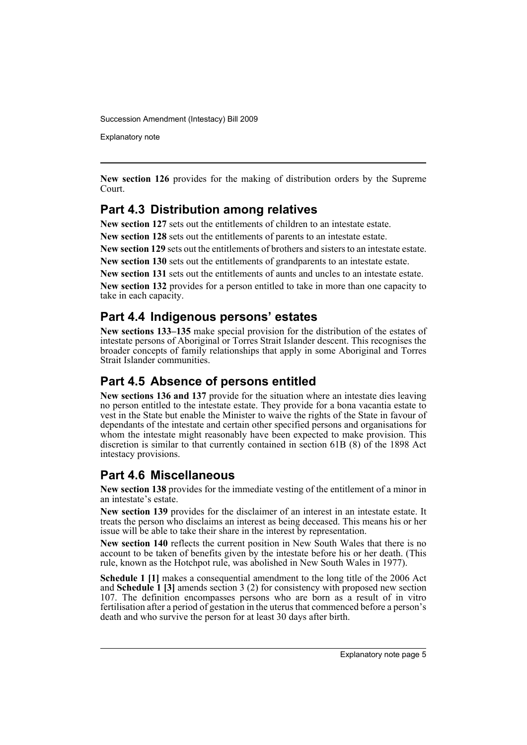**New section 126** provides for the making of distribution orders by the Supreme Court.

## Part 4.3 Distribution among relatives

**New section 127** sets out the entitlements of children to an intestate estate.

**New section 128** sets out the entitlements of parents to an intestate estate.

**New section 129** sets out the entitlements of brothers and sisters to an intestate estate.

**New section 130** sets out the entitlements of grandparents to an intestate estate.

**New section 131** sets out the entitlements of aunts and uncles to an intestate estate.

**New section 132** provides for a person entitled to take in more than one capacity to take in each capacity.

## Part 4.4 Indigenous persons' estates

**New sections 133–135** make special provision for the distribution of the estates of intestate persons of Aboriginal or Torres Strait Islander descent. This recognises the broader concepts of family relationships that apply in some Aboriginal and Torres Strait Islander communities.

## Part 4.5 Absence of persons entitled

**New sections 136 and 137** provide for the situation where an intestate dies leaving no person entitled to the intestate estate. They provide for a bona vacantia estate to vest in the State but enable the Minister to waive the rights of the State in favour of dependants of the intestate and certain other specified persons and organisations for whom the intestate might reasonably have been expected to make provision. This discretion is similar to that currently contained in section 61B (8) of the 1898 Act intestacy provisions.

## Part 4.6 Miscellaneous

**New section 138** provides for the immediate vesting of the entitlement of a minor in an intestate's estate.

**New section 139** provides for the disclaimer of an interest in an intestate estate. It treats the person who disclaims an interest as being deceased. This means his or her issue will be able to take their share in the interest by representation.

**New section 140** reflects the current position in New South Wales that there is no account to be taken of benefits given by the intestate before his or her death. (This rule, known as the Hotchpot rule, was abolished in New South Wales in 1977).

**Schedule 1 [1]** makes a consequential amendment to the long title of the 2006 Act and **Schedule 1 [3]** amends section 3 (2) for consistency with proposed new section 107. The definition encompasses persons who are born as a result of in vitro fertilisation after a period of gestation in the uterus that commenced before a person's death and who survive the person for at least 30 days after birth.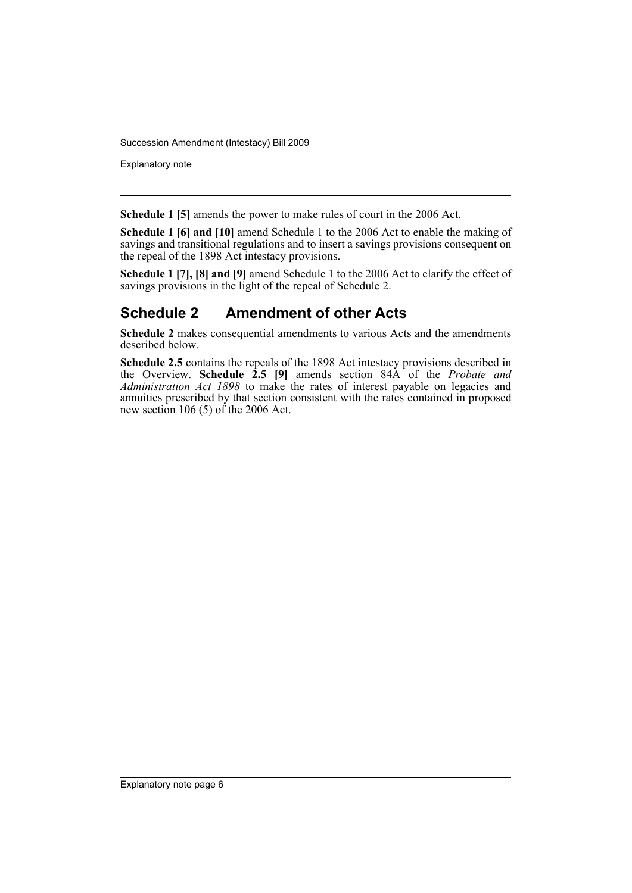**Schedule 1 [5]** amends the power to make rules of court in the 2006 Act.

**Schedule 1 [6] and [10]** amend Schedule 1 to the 2006 Act to enable the making of savings and transitional regulations and to insert a savings provisions consequent on the repeal of the 1898 Act intestacy provisions.

**Schedule 1 [7], [8] and [9]** amend Schedule 1 to the 2006 Act to clarify the effect of savings provisions in the light of the repeal of Schedule 2.

## Schedule 2 Amendment of other Acts

**Schedule 2** makes consequential amendments to various Acts and the amendments described below.

**Schedule 2.5** contains the repeals of the 1898 Act intestacy provisions described in the Overview. **Schedule 2.5 [9]** amends section 84A of the *Probate and Administration Act 1898* to make the rates of interest payable on legacies and annuities prescribed by that section consistent with the rates contained in proposed new section 106 (5) of the 2006 Act.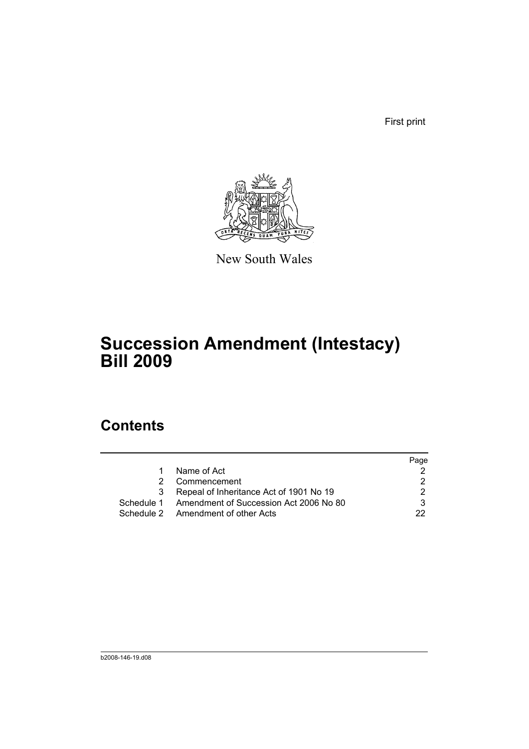First print

New South Wales

# Succession Amendment (Intestacy) Bill 2009

## Contents

| | | Page |
|---|---|---|
| 1 | Name of Act | 2 |
| 2 | Commencement | 2 |
| 3 | Repeal of Inheritance Act of 1901 No 19 | 2 |
| Schedule 1 | Amendment of Succession Act 2006 No 80 | 3 |
| Schedule 2 | Amendment of other Acts | 22 |

b2008-146-19.d08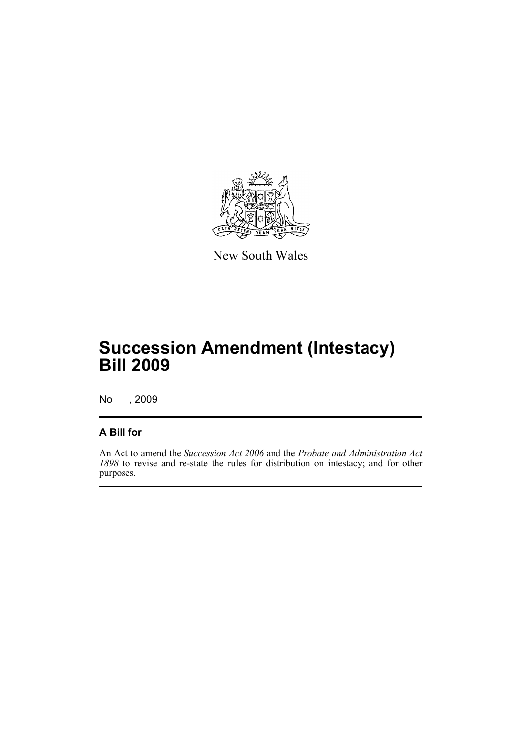New South Wales

# Succession Amendment (Intestacy) Bill 2009

No , 2009

## A Bill for

An Act to amend the *Succession Act 2006* and the *Probate and Administration Act 1898* to revise and re-state the rules for distribution on intestacy; and for other purposes.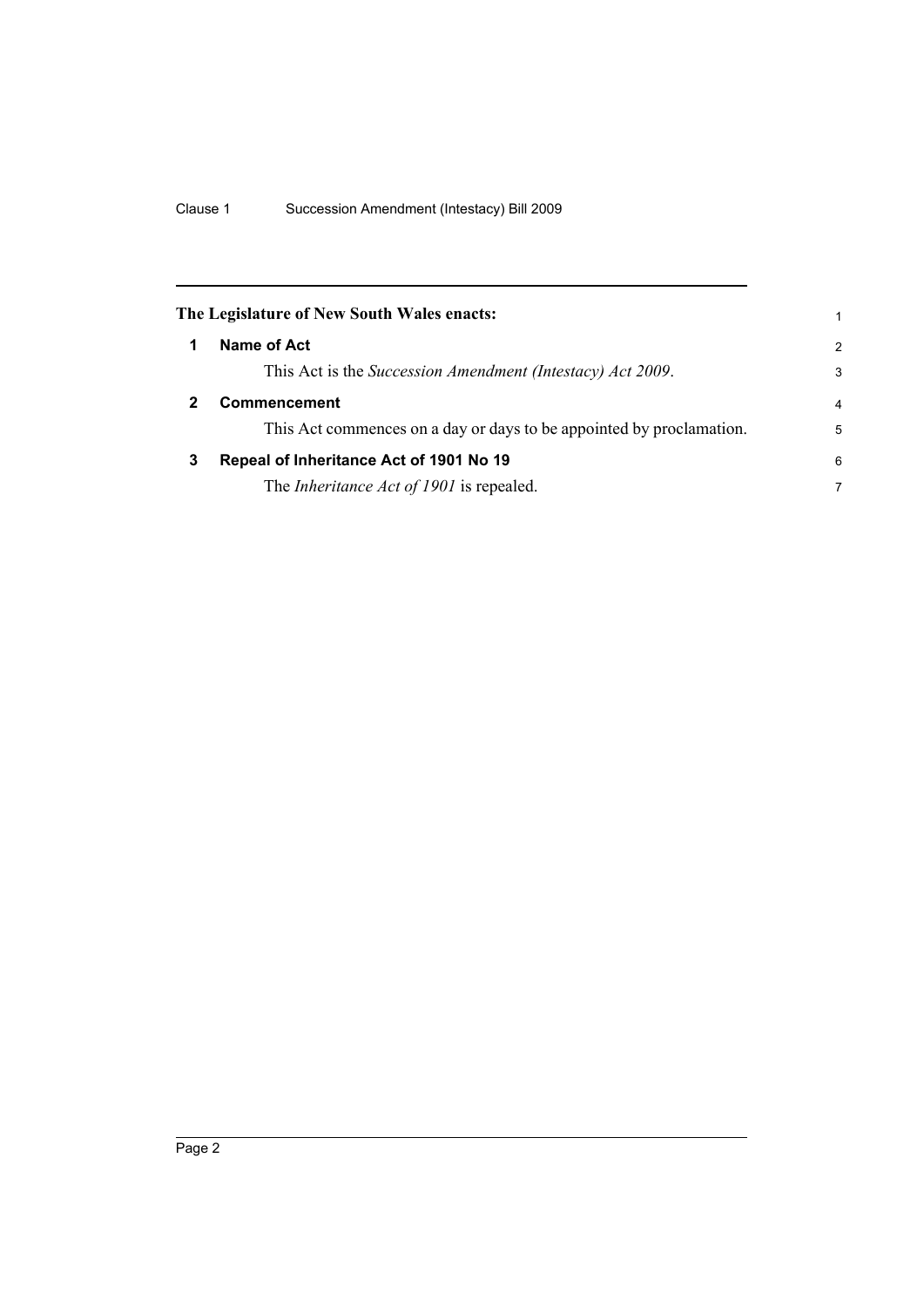**The Legislature of New South Wales enacts:**

## 1 Name of Act

This Act is the *Succession Amendment (Intestacy) Act 2009*.

## 2 Commencement

This Act commences on a day or days to be appointed by proclamation.

## 3 Repeal of Inheritance Act of 1901 No 19

The *Inheritance Act of 1901* is repealed.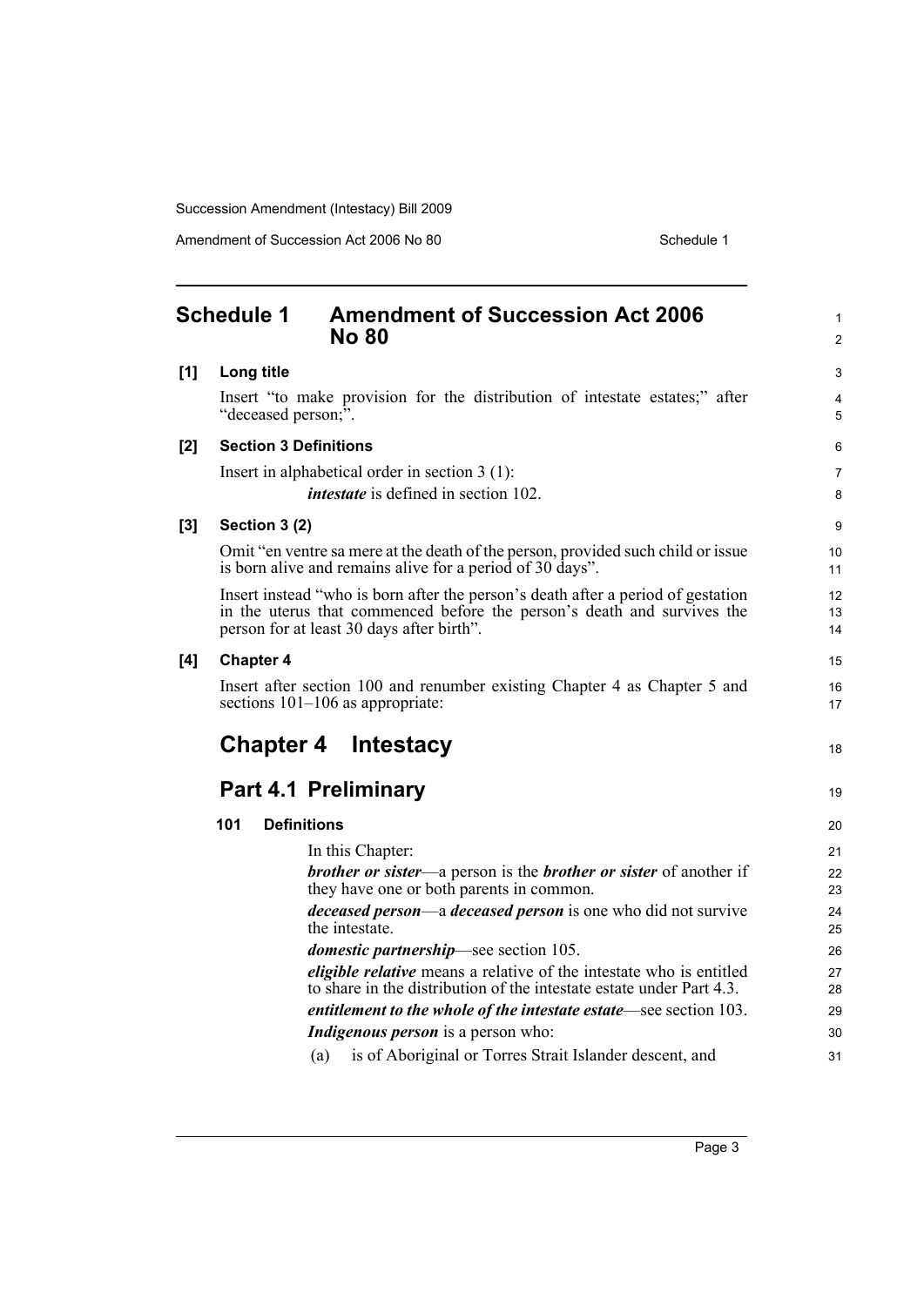## Schedule 1 Amendment of Succession Act 2006 No 80

**[1] Long title**

Insert "to make provision for the distribution of intestate estates;" after "deceased person;".

**[2] Section 3 Definitions**

Insert in alphabetical order in section 3 (1):

> ***intestate*** is defined in section 102.

**[3] Section 3 (2)**

Omit "en ventre sa mere at the death of the person, provided such child or issue is born alive and remains alive for a period of 30 days".

Insert instead "who is born after the person's death after a period of gestation in the uterus that commenced before the person's death and survives the person for at least 30 days after birth".

**[4] Chapter 4**

Insert after section 100 and renumber existing Chapter 4 as Chapter 5 and sections 101–106 as appropriate:

# Chapter 4 Intestacy

## Part 4.1 Preliminary

**101 Definitions**

In this Chapter:

***brother or sister***—a person is the ***brother or sister*** of another if they have one or both parents in common.

***deceased person***—a ***deceased person*** is one who did not survive the intestate.

***domestic partnership***—see section 105.

***eligible relative*** means a relative of the intestate who is entitled to share in the distribution of the intestate estate under Part 4.3.

***entitlement to the whole of the intestate estate***—see section 103.

***Indigenous person*** is a person who:

(a) is of Aboriginal or Torres Strait Islander descent, and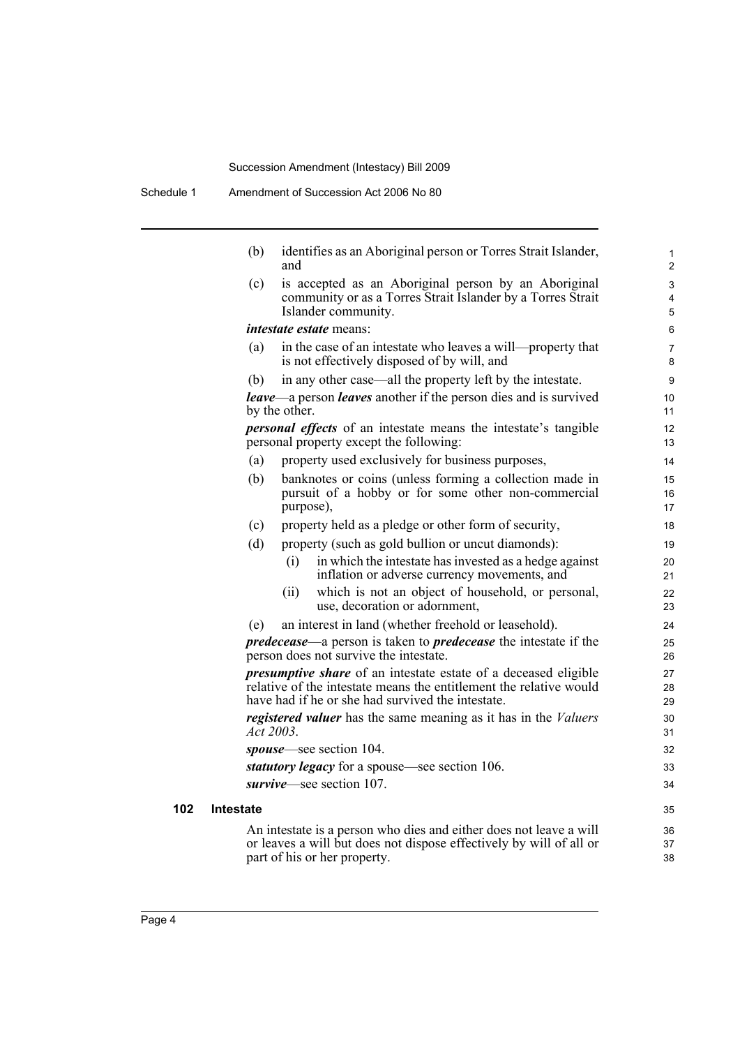(b) identifies as an Aboriginal person or Torres Strait Islander, and

(c) is accepted as an Aboriginal person by an Aboriginal community or as a Torres Strait Islander by a Torres Strait Islander community.

***intestate estate*** means:

(a) in the case of an intestate who leaves a will—property that is not effectively disposed of by will, and

(b) in any other case—all the property left by the intestate.

***leave***—a person ***leaves*** another if the person dies and is survived by the other.

***personal effects*** of an intestate means the intestate's tangible personal property except the following:

(a) property used exclusively for business purposes,

(b) banknotes or coins (unless forming a collection made in pursuit of a hobby or for some other non-commercial purpose),

(c) property held as a pledge or other form of security,

(d) property (such as gold bullion or uncut diamonds):

   (i) in which the intestate has invested as a hedge against inflation or adverse currency movements, and

   (ii) which is not an object of household, or personal, use, decoration or adornment,

(e) an interest in land (whether freehold or leasehold).

***predecease***—a person is taken to ***predecease*** the intestate if the person does not survive the intestate.

***presumptive share*** of an intestate estate of a deceased eligible relative of the intestate means the entitlement the relative would have had if he or she had survived the intestate.

***registered valuer*** has the same meaning as it has in the *Valuers Act 2003*.

***spouse***—see section 104.

***statutory legacy*** for a spouse—see section 106.

***survive***—see section 107.

### 102 Intestate

An intestate is a person who dies and either does not leave a will or leaves a will but does not dispose effectively by will of all or part of his or her property.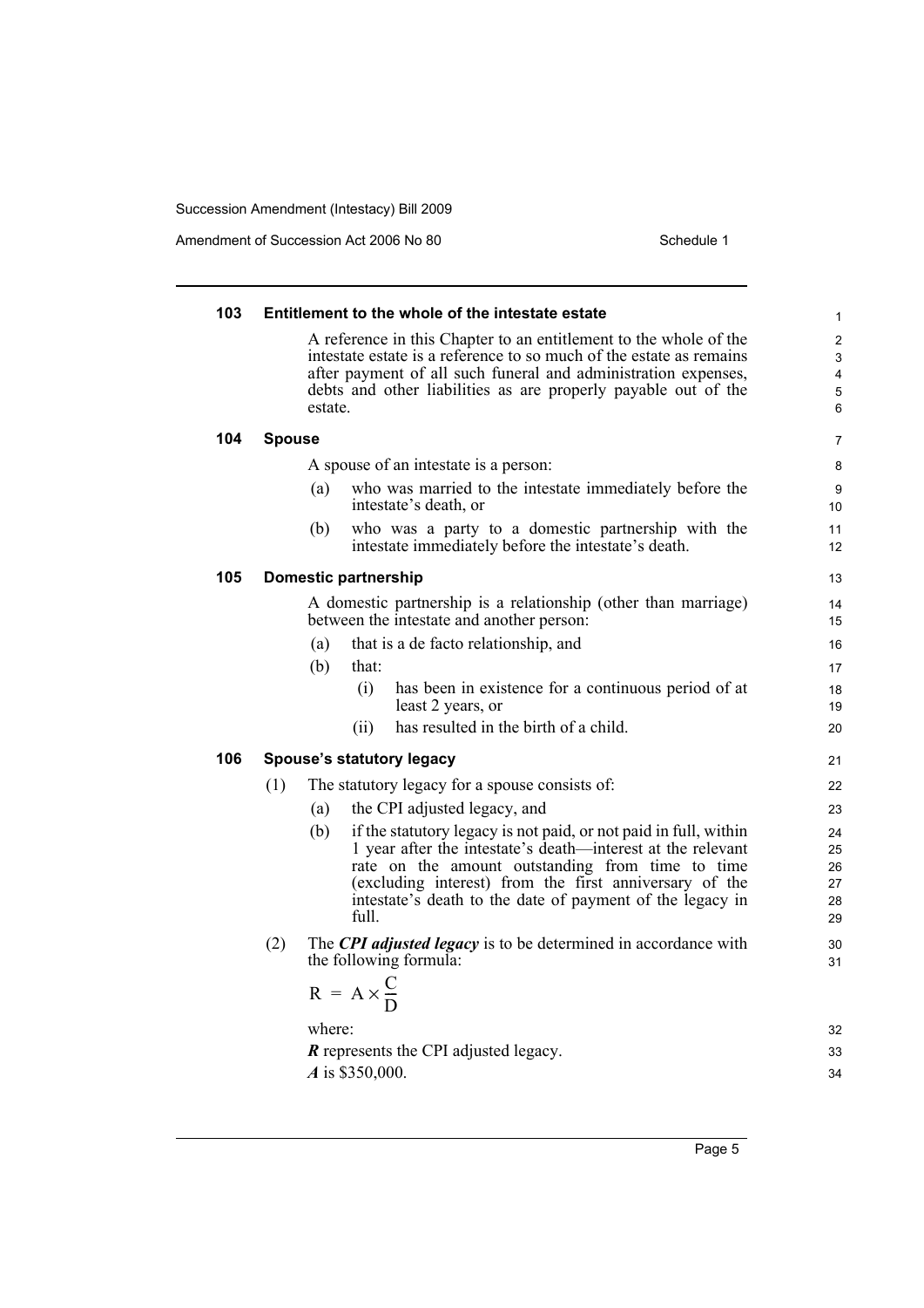### 103 Entitlement to the whole of the intestate estate

A reference in this Chapter to an entitlement to the whole of the intestate estate is a reference to so much of the estate as remains after payment of all such funeral and administration expenses, debts and other liabilities as are properly payable out of the estate.

### 104 Spouse

A spouse of an intestate is a person:

(a) who was married to the intestate immediately before the intestate's death, or

(b) who was a party to a domestic partnership with the intestate immediately before the intestate's death.

### 105 Domestic partnership

A domestic partnership is a relationship (other than marriage) between the intestate and another person:

(a) that is a de facto relationship, and

(b) that:

  (i) has been in existence for a continuous period of at least 2 years, or

  (ii) has resulted in the birth of a child.

### 106 Spouse's statutory legacy

(1) The statutory legacy for a spouse consists of:

(a) the CPI adjusted legacy, and

(b) if the statutory legacy is not paid, or not paid in full, within 1 year after the intestate's death—interest at the relevant rate on the amount outstanding from time to time (excluding interest) from the first anniversary of the intestate's death to the date of payment of the legacy in full.

(2) The ***CPI adjusted legacy*** is to be determined in accordance with the following formula:

$$R = A \times \frac{C}{D}$$

where:

***R*** represents the CPI adjusted legacy.

***A*** is \$350,000.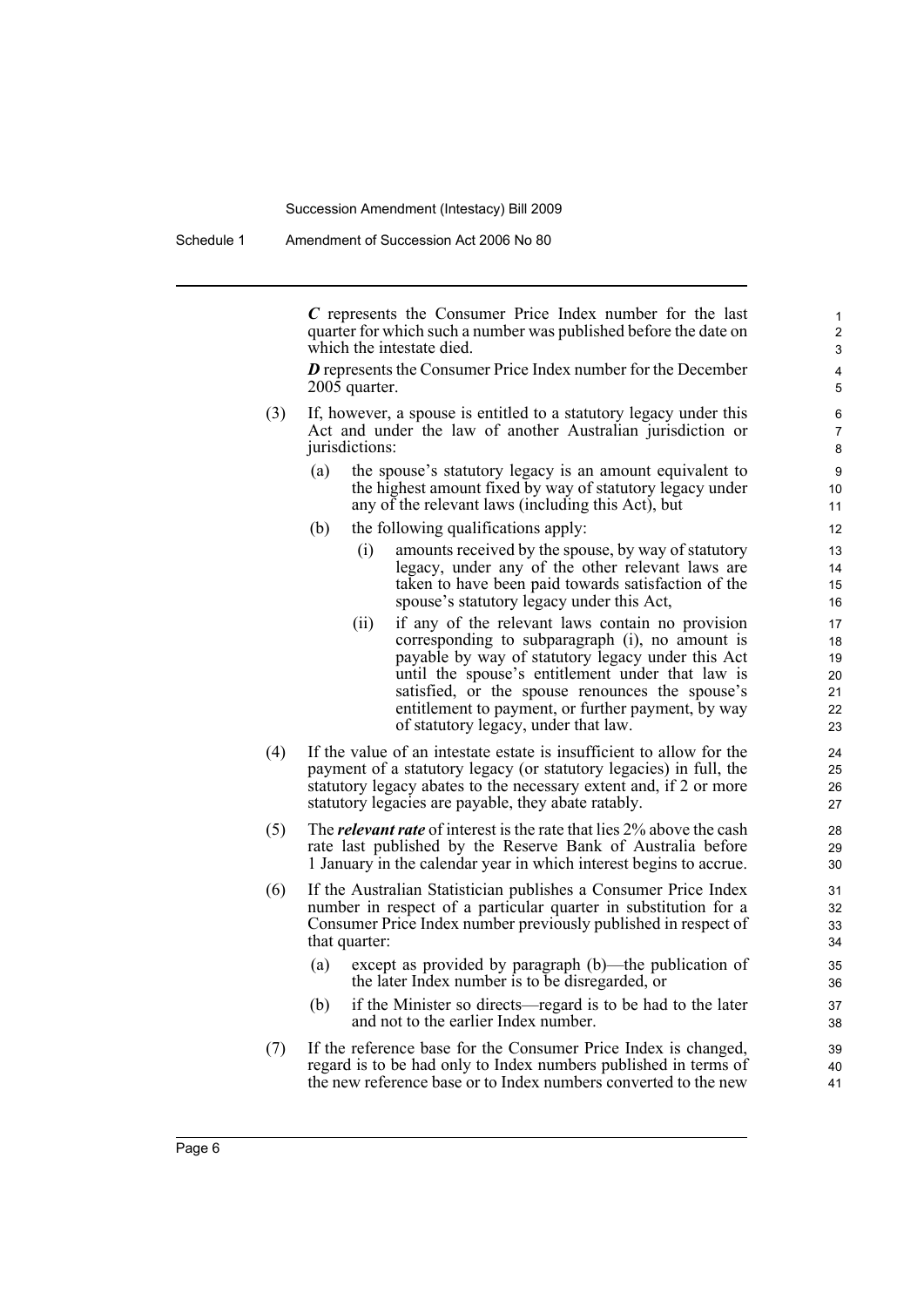*C* represents the Consumer Price Index number for the last quarter for which such a number was published before the date on which the intestate died.

*D* represents the Consumer Price Index number for the December 2005 quarter.

(3) If, however, a spouse is entitled to a statutory legacy under this Act and under the law of another Australian jurisdiction or jurisdictions:

(a) the spouse's statutory legacy is an amount equivalent to the highest amount fixed by way of statutory legacy under any of the relevant laws (including this Act), but

(b) the following qualifications apply:

(i) amounts received by the spouse, by way of statutory legacy, under any of the other relevant laws are taken to have been paid towards satisfaction of the spouse's statutory legacy under this Act,

(ii) if any of the relevant laws contain no provision corresponding to subparagraph (i), no amount is payable by way of statutory legacy under this Act until the spouse's entitlement under that law is satisfied, or the spouse renounces the spouse's entitlement to payment, or further payment, by way of statutory legacy, under that law.

(4) If the value of an intestate estate is insufficient to allow for the payment of a statutory legacy (or statutory legacies) in full, the statutory legacy abates to the necessary extent and, if 2 or more statutory legacies are payable, they abate ratably.

(5) The ***relevant rate*** of interest is the rate that lies 2% above the cash rate last published by the Reserve Bank of Australia before 1 January in the calendar year in which interest begins to accrue.

(6) If the Australian Statistician publishes a Consumer Price Index number in respect of a particular quarter in substitution for a Consumer Price Index number previously published in respect of that quarter:

(a) except as provided by paragraph (b)—the publication of the later Index number is to be disregarded, or

(b) if the Minister so directs—regard is to be had to the later and not to the earlier Index number.

(7) If the reference base for the Consumer Price Index is changed, regard is to be had only to Index numbers published in terms of the new reference base or to Index numbers converted to the new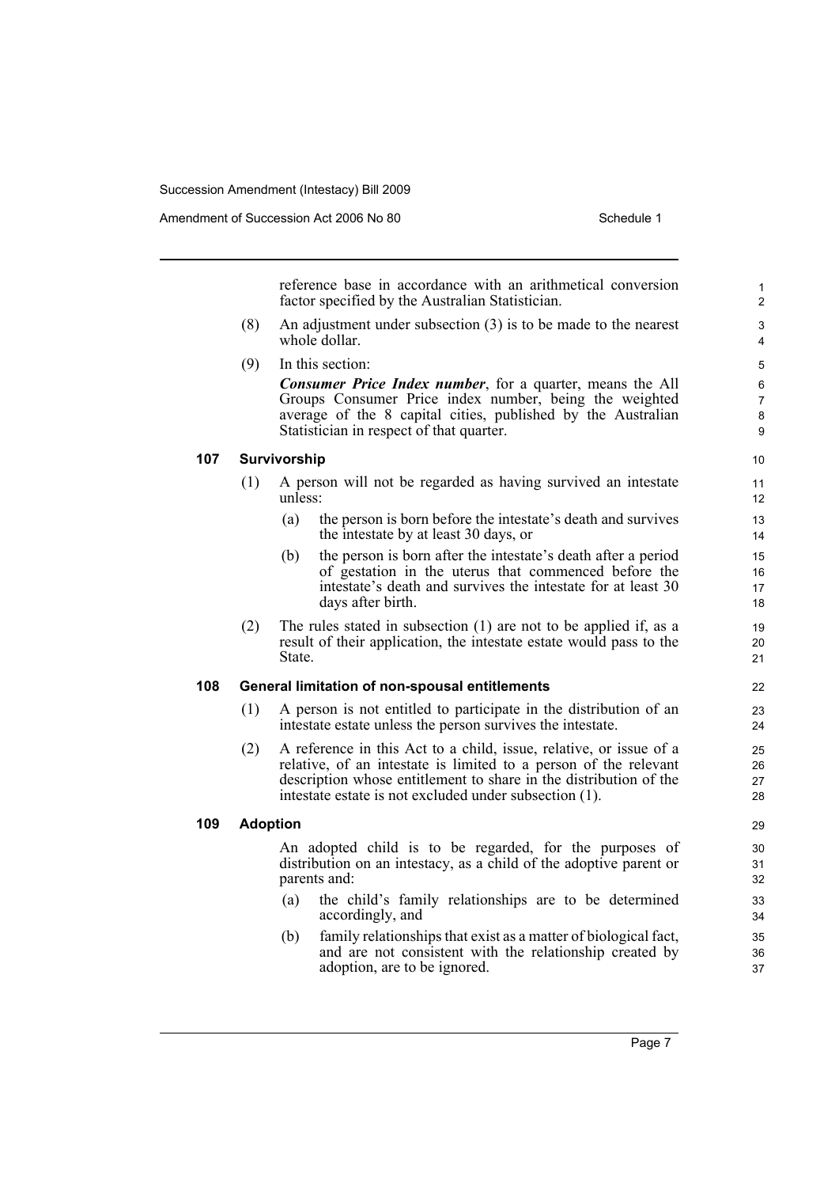reference base in accordance with an arithmetical conversion factor specified by the Australian Statistician.

(8) An adjustment under subsection (3) is to be made to the nearest whole dollar.

(9) In this section:

***Consumer Price Index number***, for a quarter, means the All Groups Consumer Price index number, being the weighted average of the 8 capital cities, published by the Australian Statistician in respect of that quarter.

### 107 Survivorship

(1) A person will not be regarded as having survived an intestate unless:

- (a) the person is born before the intestate's death and survives the intestate by at least 30 days, or
- (b) the person is born after the intestate's death after a period of gestation in the uterus that commenced before the intestate's death and survives the intestate for at least 30 days after birth.

(2) The rules stated in subsection (1) are not to be applied if, as a result of their application, the intestate estate would pass to the State.

### 108 General limitation of non-spousal entitlements

(1) A person is not entitled to participate in the distribution of an intestate estate unless the person survives the intestate.

(2) A reference in this Act to a child, issue, relative, or issue of a relative, of an intestate is limited to a person of the relevant description whose entitlement to share in the distribution of the intestate estate is not excluded under subsection (1).

### 109 Adoption

An adopted child is to be regarded, for the purposes of distribution on an intestacy, as a child of the adoptive parent or parents and:

- (a) the child's family relationships are to be determined accordingly, and
- (b) family relationships that exist as a matter of biological fact, and are not consistent with the relationship created by adoption, are to be ignored.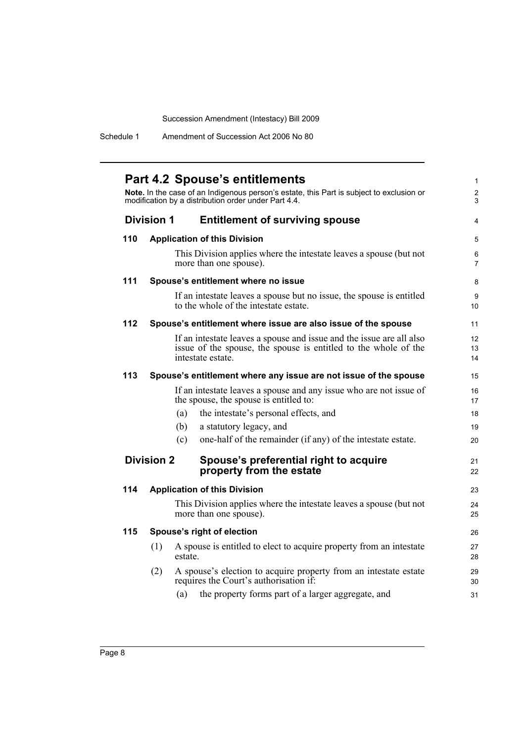## Part 4.2 Spouse's entitlements

**Note.** In the case of an Indigenous person's estate, this Part is subject to exclusion or modification by a distribution order under Part 4.4.

### Division 1 Entitlement of surviving spouse

#### 110 Application of this Division

This Division applies where the intestate leaves a spouse (but not more than one spouse).

#### 111 Spouse's entitlement where no issue

If an intestate leaves a spouse but no issue, the spouse is entitled to the whole of the intestate estate.

#### 112 Spouse's entitlement where issue are also issue of the spouse

If an intestate leaves a spouse and issue and the issue are all also issue of the spouse, the spouse is entitled to the whole of the intestate estate.

#### 113 Spouse's entitlement where any issue are not issue of the spouse

If an intestate leaves a spouse and any issue who are not issue of the spouse, the spouse is entitled to:

(a) the intestate's personal effects, and

(b) a statutory legacy, and

(c) one-half of the remainder (if any) of the intestate estate.

### Division 2 Spouse's preferential right to acquire property from the estate

#### 114 Application of this Division

This Division applies where the intestate leaves a spouse (but not more than one spouse).

#### 115 Spouse's right of election

(1) A spouse is entitled to elect to acquire property from an intestate estate.

(2) A spouse's election to acquire property from an intestate estate requires the Court's authorisation if:

(a) the property forms part of a larger aggregate, and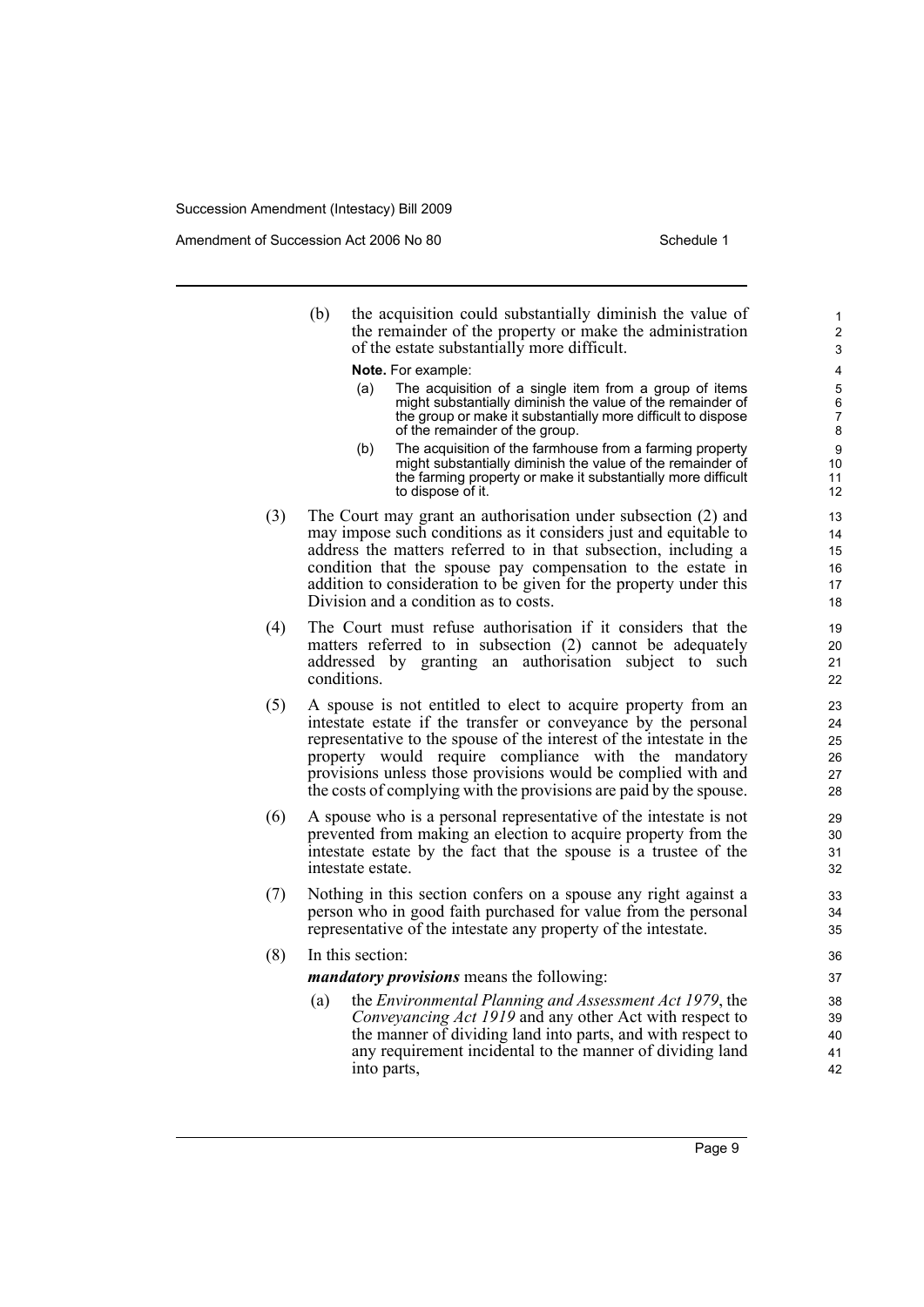(b) the acquisition could substantially diminish the value of the remainder of the property or make the administration of the estate substantially more difficult.

**Note.** For example:

(a) The acquisition of a single item from a group of items might substantially diminish the value of the remainder of the group or make it substantially more difficult to dispose of the remainder of the group.

(b) The acquisition of the farmhouse from a farming property might substantially diminish the value of the remainder of the farming property or make it substantially more difficult to dispose of it.

(3) The Court may grant an authorisation under subsection (2) and may impose such conditions as it considers just and equitable to address the matters referred to in that subsection, including a condition that the spouse pay compensation to the estate in addition to consideration to be given for the property under this Division and a condition as to costs.

(4) The Court must refuse authorisation if it considers that the matters referred to in subsection (2) cannot be adequately addressed by granting an authorisation subject to such conditions.

(5) A spouse is not entitled to elect to acquire property from an intestate estate if the transfer or conveyance by the personal representative to the spouse of the interest of the intestate in the property would require compliance with the mandatory provisions unless those provisions would be complied with and the costs of complying with the provisions are paid by the spouse.

(6) A spouse who is a personal representative of the intestate is not prevented from making an election to acquire property from the intestate estate by the fact that the spouse is a trustee of the intestate estate.

(7) Nothing in this section confers on a spouse any right against a person who in good faith purchased for value from the personal representative of the intestate any property of the intestate.

(8) In this section:

***mandatory provisions*** means the following:

(a) the *Environmental Planning and Assessment Act 1979*, the *Conveyancing Act 1919* and any other Act with respect to the manner of dividing land into parts, and with respect to any requirement incidental to the manner of dividing land into parts,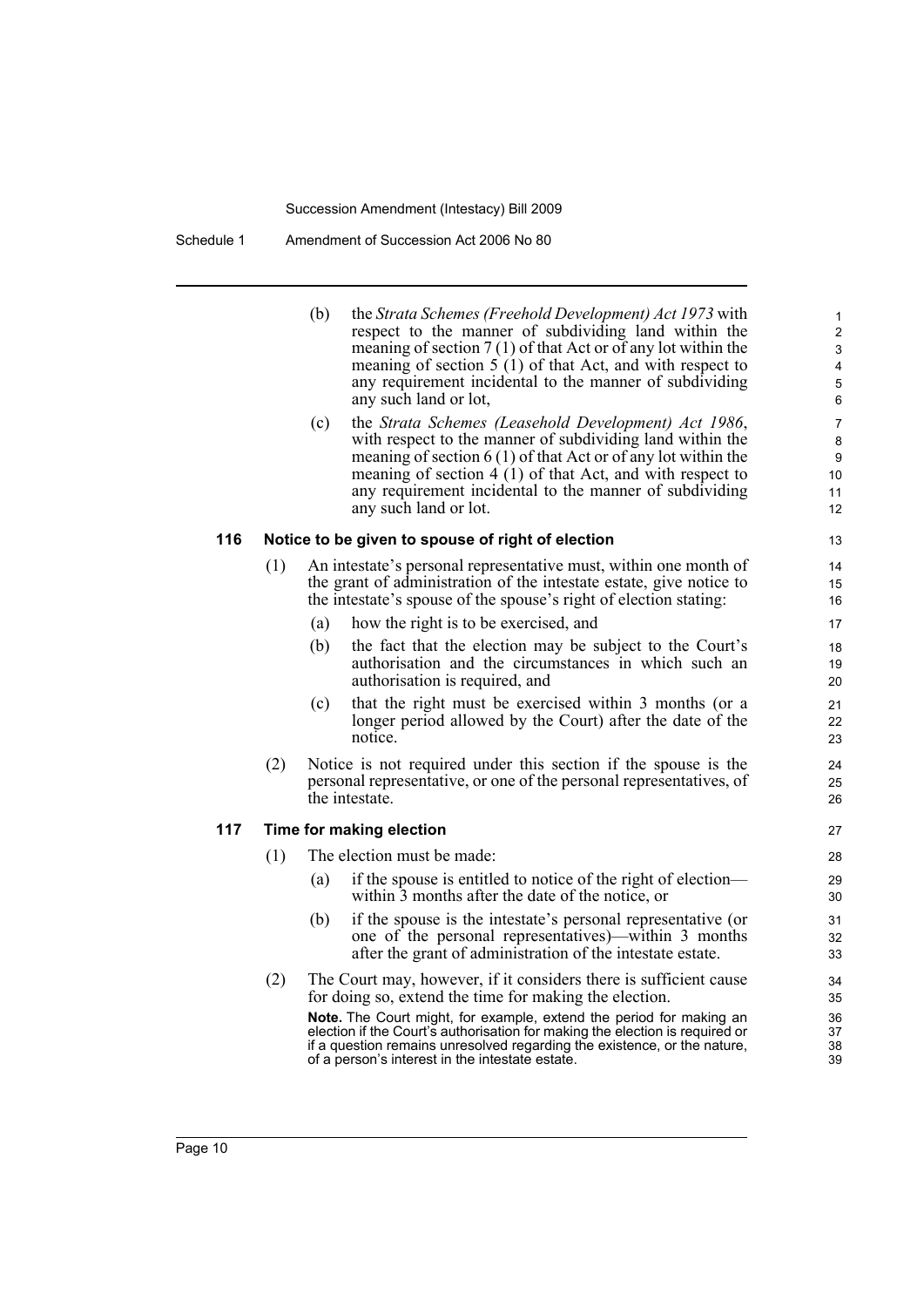(b) the *Strata Schemes (Freehold Development) Act 1973* with respect to the manner of subdividing land within the meaning of section 7 (1) of that Act or of any lot within the meaning of section 5 (1) of that Act, and with respect to any requirement incidental to the manner of subdividing any such land or lot,

(c) the *Strata Schemes (Leasehold Development) Act 1986*, with respect to the manner of subdividing land within the meaning of section 6 (1) of that Act or of any lot within the meaning of section 4 (1) of that Act, and with respect to any requirement incidental to the manner of subdividing any such land or lot.

### 116 Notice to be given to spouse of right of election

(1) An intestate's personal representative must, within one month of the grant of administration of the intestate estate, give notice to the intestate's spouse of the spouse's right of election stating:

(a) how the right is to be exercised, and

(b) the fact that the election may be subject to the Court's authorisation and the circumstances in which such an authorisation is required, and

(c) that the right must be exercised within 3 months (or a longer period allowed by the Court) after the date of the notice.

(2) Notice is not required under this section if the spouse is the personal representative, or one of the personal representatives, of the intestate.

### 117 Time for making election

(1) The election must be made:

(a) if the spouse is entitled to notice of the right of election—within 3 months after the date of the notice, or

(b) if the spouse is the intestate's personal representative (or one of the personal representatives)—within 3 months after the grant of administration of the intestate estate.

(2) The Court may, however, if it considers there is sufficient cause for doing so, extend the time for making the election.

**Note.** The Court might, for example, extend the period for making an election if the Court's authorisation for making the election is required or if a question remains unresolved regarding the existence, or the nature, of a person's interest in the intestate estate.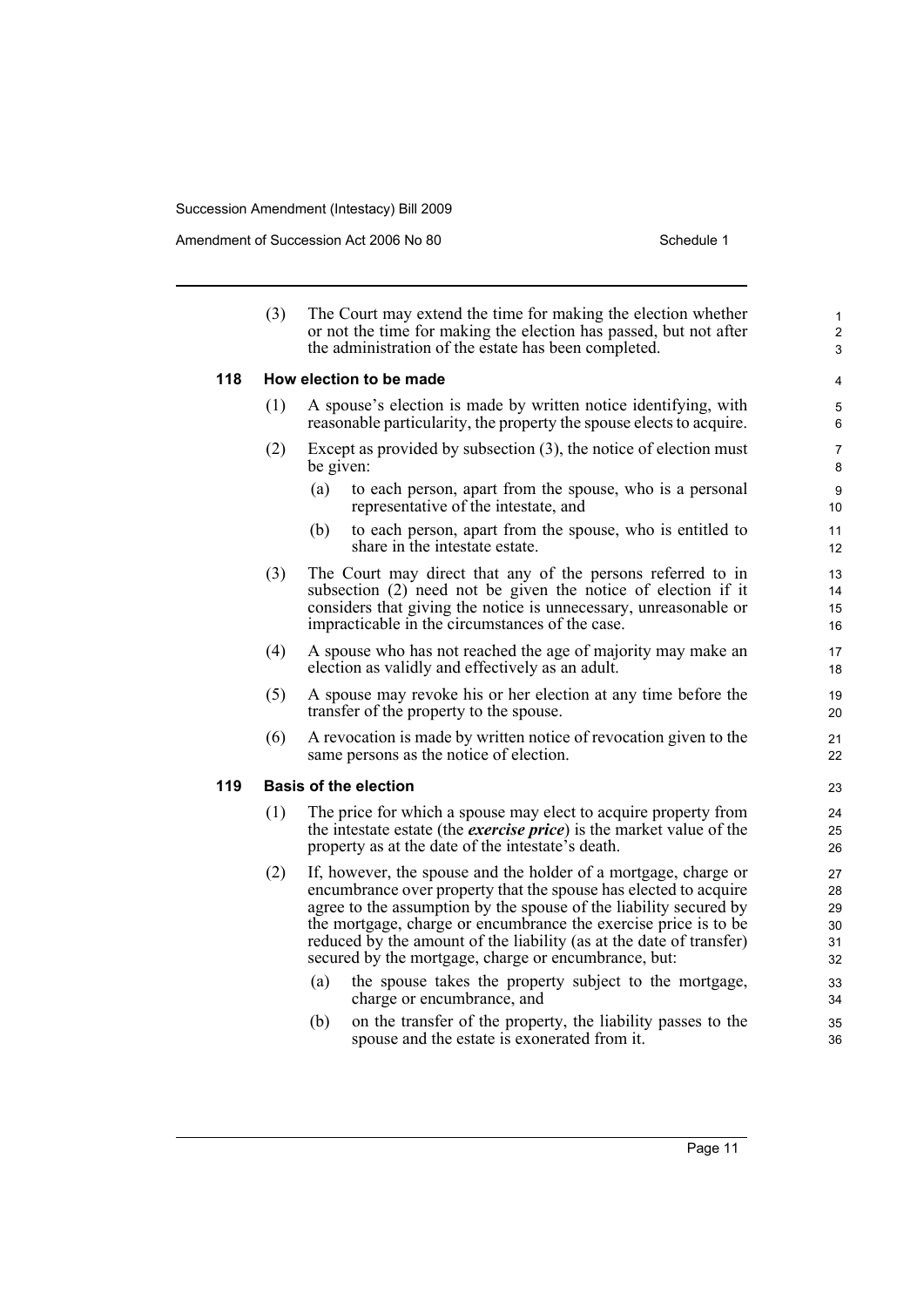(3) The Court may extend the time for making the election whether or not the time for making the election has passed, but not after the administration of the estate has been completed.

### 118 How election to be made

(1) A spouse's election is made by written notice identifying, with reasonable particularity, the property the spouse elects to acquire.

(2) Except as provided by subsection (3), the notice of election must be given:

- (a) to each person, apart from the spouse, who is a personal representative of the intestate, and
- (b) to each person, apart from the spouse, who is entitled to share in the intestate estate.

(3) The Court may direct that any of the persons referred to in subsection (2) need not be given the notice of election if it considers that giving the notice is unnecessary, unreasonable or impracticable in the circumstances of the case.

(4) A spouse who has not reached the age of majority may make an election as validly and effectively as an adult.

(5) A spouse may revoke his or her election at any time before the transfer of the property to the spouse.

(6) A revocation is made by written notice of revocation given to the same persons as the notice of election.

### 119 Basis of the election

(1) The price for which a spouse may elect to acquire property from the intestate estate (the ***exercise price***) is the market value of the property as at the date of the intestate's death.

(2) If, however, the spouse and the holder of a mortgage, charge or encumbrance over property that the spouse has elected to acquire agree to the assumption by the spouse of the liability secured by the mortgage, charge or encumbrance the exercise price is to be reduced by the amount of the liability (as at the date of transfer) secured by the mortgage, charge or encumbrance, but:

- (a) the spouse takes the property subject to the mortgage, charge or encumbrance, and
- (b) on the transfer of the property, the liability passes to the spouse and the estate is exonerated from it.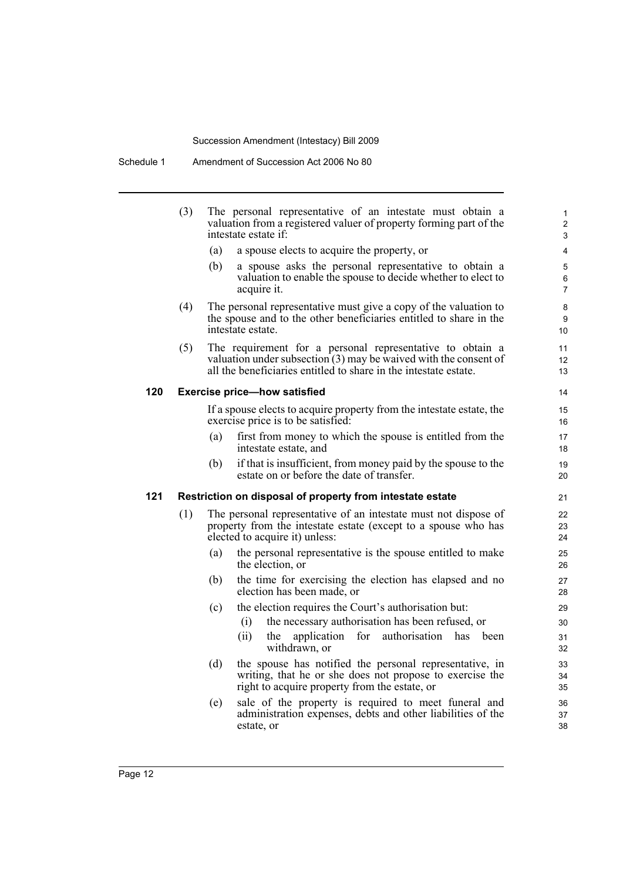(3) The personal representative of an intestate must obtain a valuation from a registered valuer of property forming part of the intestate estate if:

(a) a spouse elects to acquire the property, or

(b) a spouse asks the personal representative to obtain a valuation to enable the spouse to decide whether to elect to acquire it.

(4) The personal representative must give a copy of the valuation to the spouse and to the other beneficiaries entitled to share in the intestate estate.

(5) The requirement for a personal representative to obtain a valuation under subsection (3) may be waived with the consent of all the beneficiaries entitled to share in the intestate estate.

### 120 Exercise price—how satisfied

If a spouse elects to acquire property from the intestate estate, the exercise price is to be satisfied:

(a) first from money to which the spouse is entitled from the intestate estate, and

(b) if that is insufficient, from money paid by the spouse to the estate on or before the date of transfer.

### 121 Restriction on disposal of property from intestate estate

(1) The personal representative of an intestate must not dispose of property from the intestate estate (except to a spouse who has elected to acquire it) unless:

(a) the personal representative is the spouse entitled to make the election, or

(b) the time for exercising the election has elapsed and no election has been made, or

(c) the election requires the Court's authorisation but:

(i) the necessary authorisation has been refused, or

(ii) the application for authorisation has been withdrawn, or

(d) the spouse has notified the personal representative, in writing, that he or she does not propose to exercise the right to acquire property from the estate, or

(e) sale of the property is required to meet funeral and administration expenses, debts and other liabilities of the estate, or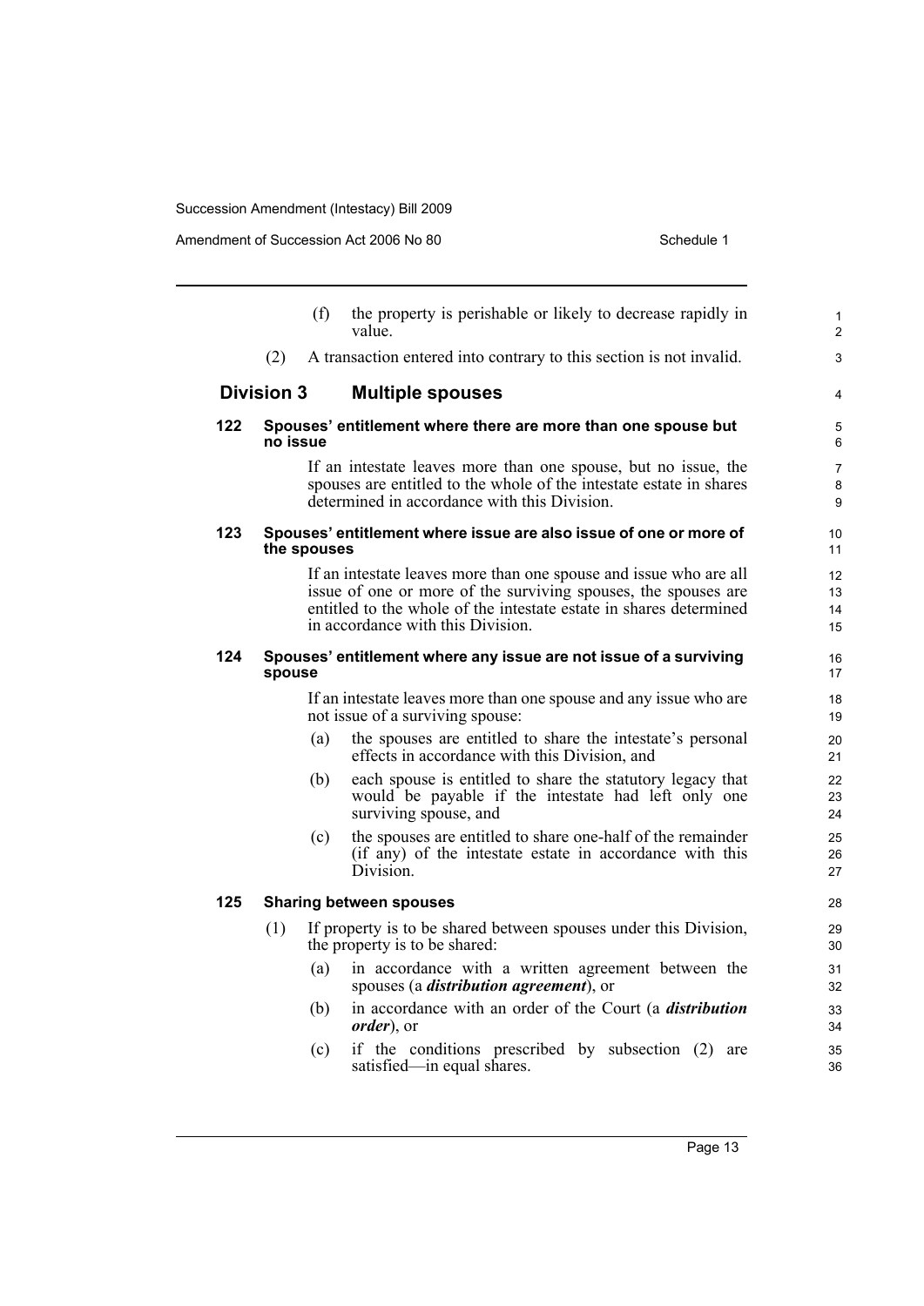(f) the property is perishable or likely to decrease rapidly in value.

(2) A transaction entered into contrary to this section is not invalid.

## Division 3 Multiple spouses

### 122 Spouses' entitlement where there are more than one spouse but no issue

If an intestate leaves more than one spouse, but no issue, the spouses are entitled to the whole of the intestate estate in shares determined in accordance with this Division.

### 123 Spouses' entitlement where issue are also issue of one or more of the spouses

If an intestate leaves more than one spouse and issue who are all issue of one or more of the surviving spouses, the spouses are entitled to the whole of the intestate estate in shares determined in accordance with this Division.

### 124 Spouses' entitlement where any issue are not issue of a surviving spouse

If an intestate leaves more than one spouse and any issue who are not issue of a surviving spouse:

(a) the spouses are entitled to share the intestate's personal effects in accordance with this Division, and

(b) each spouse is entitled to share the statutory legacy that would be payable if the intestate had left only one surviving spouse, and

(c) the spouses are entitled to share one-half of the remainder (if any) of the intestate estate in accordance with this Division.

### 125 Sharing between spouses

(1) If property is to be shared between spouses under this Division, the property is to be shared:

(a) in accordance with a written agreement between the spouses (a ***distribution agreement***), or

(b) in accordance with an order of the Court (a ***distribution order***), or

(c) if the conditions prescribed by subsection (2) are satisfied—in equal shares.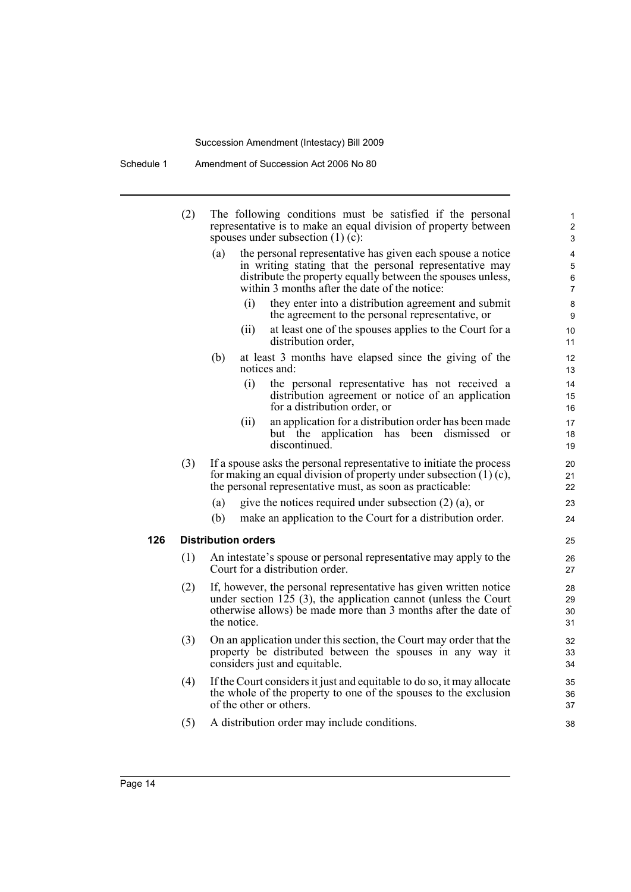(2) The following conditions must be satisfied if the personal representative is to make an equal division of property between spouses under subsection (1) (c):

  (a) the personal representative has given each spouse a notice in writing stating that the personal representative may distribute the property equally between the spouses unless, within 3 months after the date of the notice:

    (i) they enter into a distribution agreement and submit the agreement to the personal representative, or

    (ii) at least one of the spouses applies to the Court for a distribution order,

  (b) at least 3 months have elapsed since the giving of the notices and:

    (i) the personal representative has not received a distribution agreement or notice of an application for a distribution order, or

    (ii) an application for a distribution order has been made but the application has been dismissed or discontinued.

(3) If a spouse asks the personal representative to initiate the process for making an equal division of property under subsection (1) (c), the personal representative must, as soon as practicable:

  (a) give the notices required under subsection (2) (a), or

  (b) make an application to the Court for a distribution order.

**126 Distribution orders**

(1) An intestate's spouse or personal representative may apply to the Court for a distribution order.

(2) If, however, the personal representative has given written notice under section 125 (3), the application cannot (unless the Court otherwise allows) be made more than 3 months after the date of the notice.

(3) On an application under this section, the Court may order that the property be distributed between the spouses in any way it considers just and equitable.

(4) If the Court considers it just and equitable to do so, it may allocate the whole of the property to one of the spouses to the exclusion of the other or others.

(5) A distribution order may include conditions.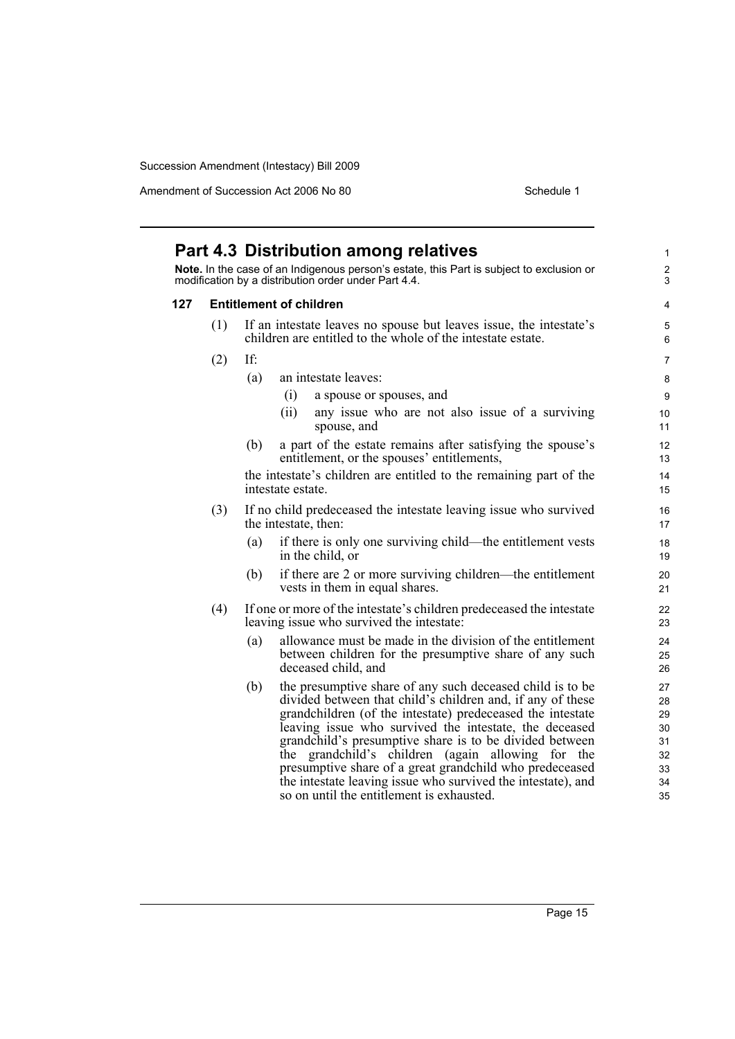## Part 4.3 Distribution among relatives

**Note.** In the case of an Indigenous person's estate, this Part is subject to exclusion or modification by a distribution order under Part 4.4.

### 127 Entitlement of children

(1) If an intestate leaves no spouse but leaves issue, the intestate's children are entitled to the whole of the intestate estate.

(2) If:

  (a) an intestate leaves:

    (i) a spouse or spouses, and

    (ii) any issue who are not also issue of a surviving spouse, and

  (b) a part of the estate remains after satisfying the spouse's entitlement, or the spouses' entitlements,

  the intestate's children are entitled to the remaining part of the intestate estate.

(3) If no child predeceased the intestate leaving issue who survived the intestate, then:

  (a) if there is only one surviving child—the entitlement vests in the child, or

  (b) if there are 2 or more surviving children—the entitlement vests in them in equal shares.

(4) If one or more of the intestate's children predeceased the intestate leaving issue who survived the intestate:

  (a) allowance must be made in the division of the entitlement between children for the presumptive share of any such deceased child, and

  (b) the presumptive share of any such deceased child is to be divided between that child's children and, if any of these grandchildren (of the intestate) predeceased the intestate leaving issue who survived the intestate, the deceased grandchild's presumptive share is to be divided between the grandchild's children (again allowing for the presumptive share of a great grandchild who predeceased the intestate leaving issue who survived the intestate), and so on until the entitlement is exhausted.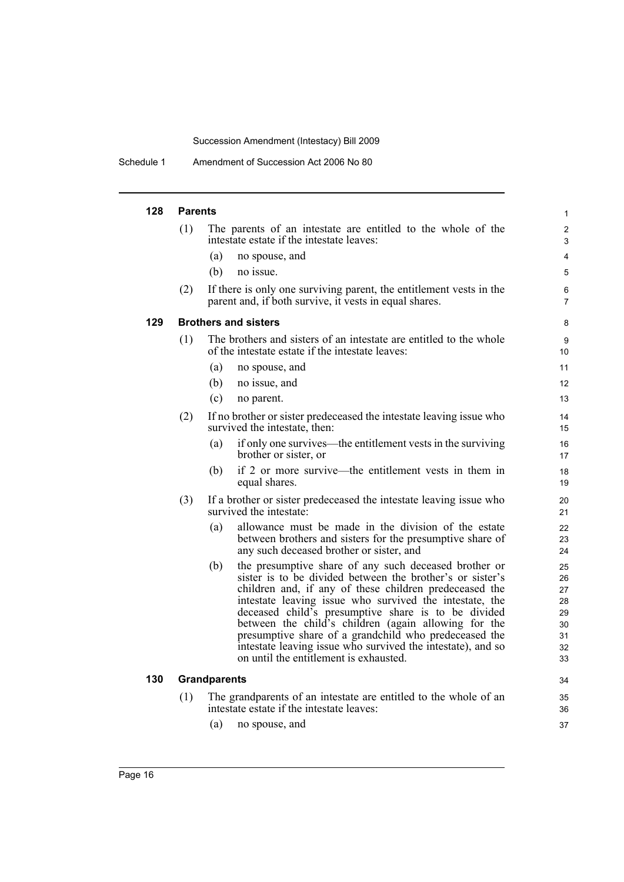#### 128 Parents

(1) The parents of an intestate are entitled to the whole of the intestate estate if the intestate leaves:

(a) no spouse, and

(b) no issue.

(2) If there is only one surviving parent, the entitlement vests in the parent and, if both survive, it vests in equal shares.

#### 129 Brothers and sisters

(1) The brothers and sisters of an intestate are entitled to the whole of the intestate estate if the intestate leaves:

(a) no spouse, and

(b) no issue, and

(c) no parent.

(2) If no brother or sister predeceased the intestate leaving issue who survived the intestate, then:

(a) if only one survives—the entitlement vests in the surviving brother or sister, or

(b) if 2 or more survive—the entitlement vests in them in equal shares.

(3) If a brother or sister predeceased the intestate leaving issue who survived the intestate:

(a) allowance must be made in the division of the estate between brothers and sisters for the presumptive share of any such deceased brother or sister, and

(b) the presumptive share of any such deceased brother or sister is to be divided between the brother's or sister's children and, if any of these children predeceased the intestate leaving issue who survived the intestate, the deceased child's presumptive share is to be divided between the child's children (again allowing for the presumptive share of a grandchild who predeceased the intestate leaving issue who survived the intestate), and so on until the entitlement is exhausted.

#### 130 Grandparents

(1) The grandparents of an intestate are entitled to the whole of an intestate estate if the intestate leaves:

(a) no spouse, and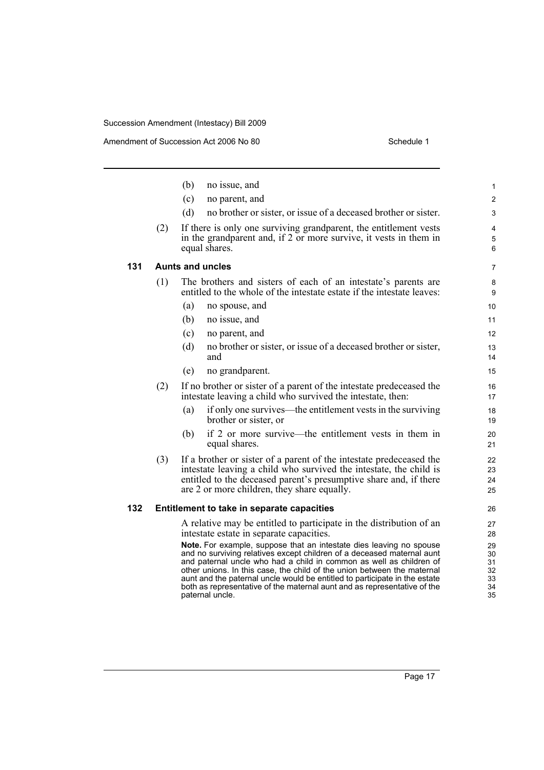(b) no issue, and

(c) no parent, and

(d) no brother or sister, or issue of a deceased brother or sister.

(2) If there is only one surviving grandparent, the entitlement vests in the grandparent and, if 2 or more survive, it vests in them in equal shares.

### 131 Aunts and uncles

(1) The brothers and sisters of each of an intestate's parents are entitled to the whole of the intestate estate if the intestate leaves:

(a) no spouse, and

(b) no issue, and

(c) no parent, and

(d) no brother or sister, or issue of a deceased brother or sister, and

(e) no grandparent.

(2) If no brother or sister of a parent of the intestate predeceased the intestate leaving a child who survived the intestate, then:

(a) if only one survives—the entitlement vests in the surviving brother or sister, or

(b) if 2 or more survive—the entitlement vests in them in equal shares.

(3) If a brother or sister of a parent of the intestate predeceased the intestate leaving a child who survived the intestate, the child is entitled to the deceased parent's presumptive share and, if there are 2 or more children, they share equally.

### 132 Entitlement to take in separate capacities

A relative may be entitled to participate in the distribution of an intestate estate in separate capacities.

**Note.** For example, suppose that an intestate dies leaving no spouse and no surviving relatives except children of a deceased maternal aunt and paternal uncle who had a child in common as well as children of other unions. In this case, the child of the union between the maternal aunt and the paternal uncle would be entitled to participate in the estate both as representative of the maternal aunt and as representative of the paternal uncle.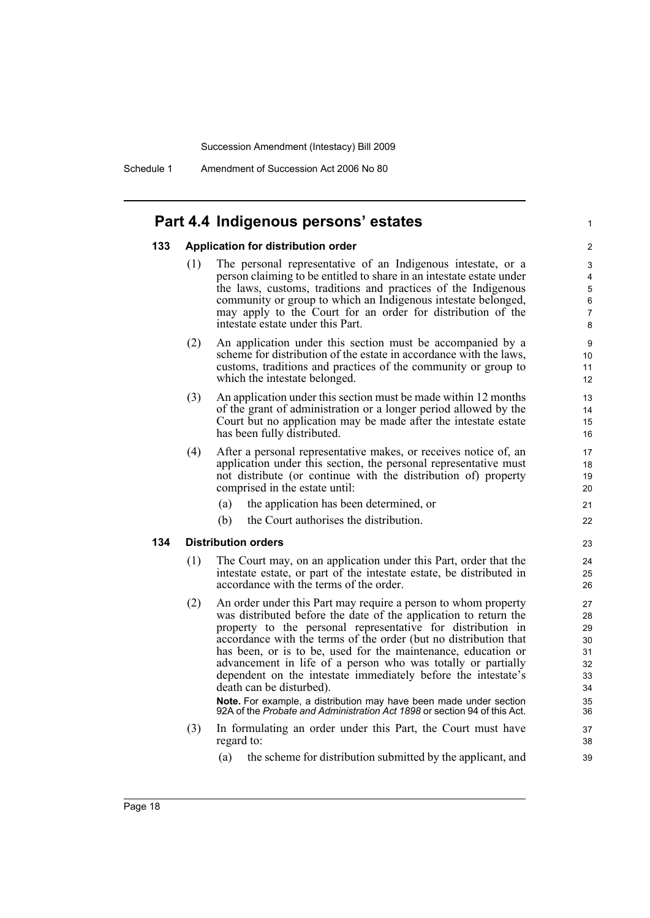## Part 4.4 Indigenous persons' estates

### 133 Application for distribution order

(1) The personal representative of an Indigenous intestate, or a person claiming to be entitled to share in an intestate estate under the laws, customs, traditions and practices of the Indigenous community or group to which an Indigenous intestate belonged, may apply to the Court for an order for distribution of the intestate estate under this Part.

(2) An application under this section must be accompanied by a scheme for distribution of the estate in accordance with the laws, customs, traditions and practices of the community or group to which the intestate belonged.

(3) An application under this section must be made within 12 months of the grant of administration or a longer period allowed by the Court but no application may be made after the intestate estate has been fully distributed.

(4) After a personal representative makes, or receives notice of, an application under this section, the personal representative must not distribute (or continue with the distribution of) property comprised in the estate until:

- (a) the application has been determined, or
- (b) the Court authorises the distribution.

### 134 Distribution orders

(1) The Court may, on an application under this Part, order that the intestate estate, or part of the intestate estate, be distributed in accordance with the terms of the order.

(2) An order under this Part may require a person to whom property was distributed before the date of the application to return the property to the personal representative for distribution in accordance with the terms of the order (but no distribution that has been, or is to be, used for the maintenance, education or advancement in life of a person who was totally or partially dependent on the intestate immediately before the intestate's death can be disturbed).

**Note.** For example, a distribution may have been made under section 92A of the *Probate and Administration Act 1898* or section 94 of this Act.

(3) In formulating an order under this Part, the Court must have regard to:

- (a) the scheme for distribution submitted by the applicant, and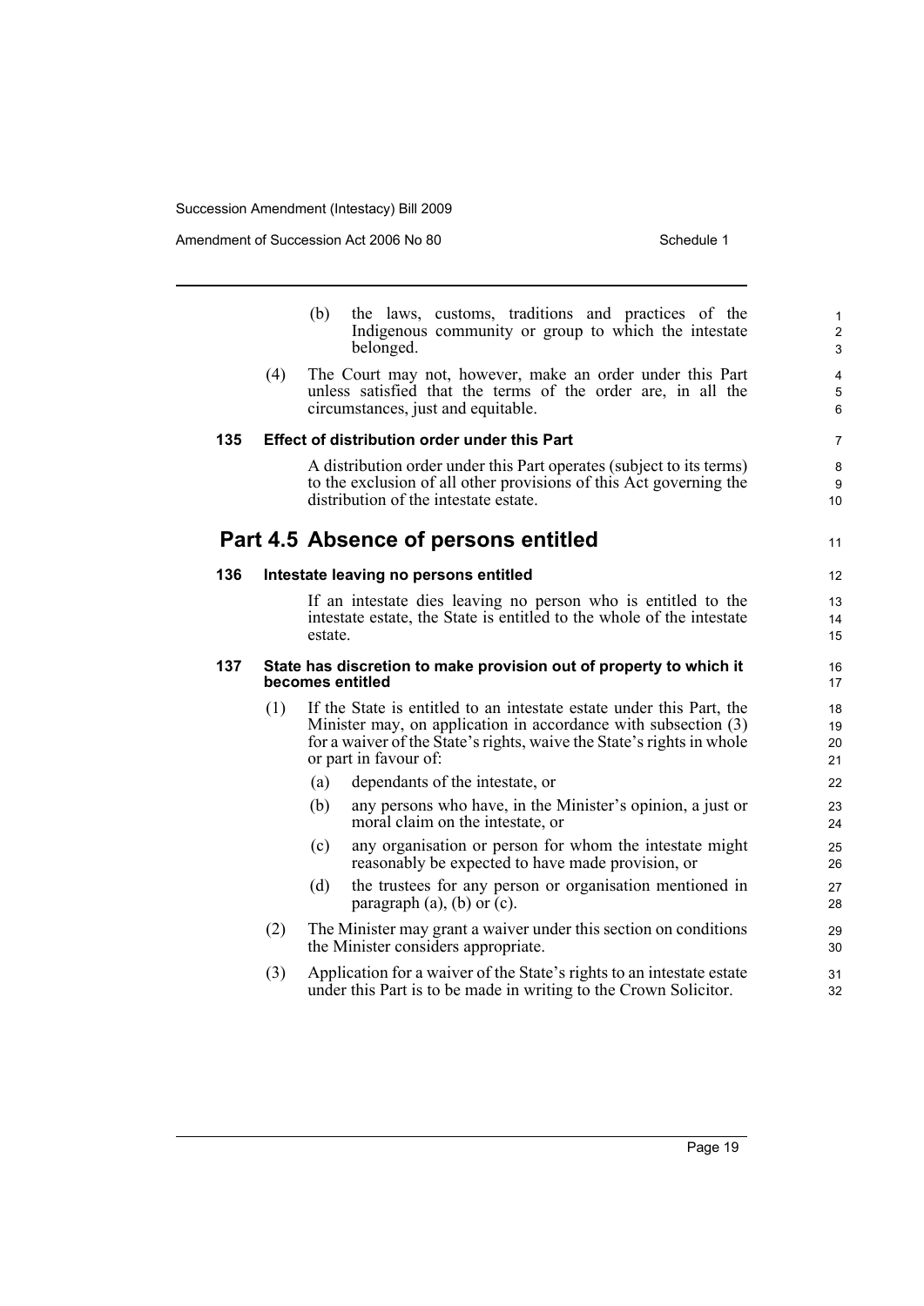(b) the laws, customs, traditions and practices of the Indigenous community or group to which the intestate belonged.

(4) The Court may not, however, make an order under this Part unless satisfied that the terms of the order are, in all the circumstances, just and equitable.

**135 Effect of distribution order under this Part**

A distribution order under this Part operates (subject to its terms) to the exclusion of all other provisions of this Act governing the distribution of the intestate estate.

## Part 4.5 Absence of persons entitled

**136 Intestate leaving no persons entitled**

If an intestate dies leaving no person who is entitled to the intestate estate, the State is entitled to the whole of the intestate estate.

**137 State has discretion to make provision out of property to which it becomes entitled**

(1) If the State is entitled to an intestate estate under this Part, the Minister may, on application in accordance with subsection (3) for a waiver of the State's rights, waive the State's rights in whole or part in favour of:

- (a) dependants of the intestate, or
- (b) any persons who have, in the Minister's opinion, a just or moral claim on the intestate, or
- (c) any organisation or person for whom the intestate might reasonably be expected to have made provision, or
- (d) the trustees for any person or organisation mentioned in paragraph (a), (b) or (c).

(2) The Minister may grant a waiver under this section on conditions the Minister considers appropriate.

(3) Application for a waiver of the State's rights to an intestate estate under this Part is to be made in writing to the Crown Solicitor.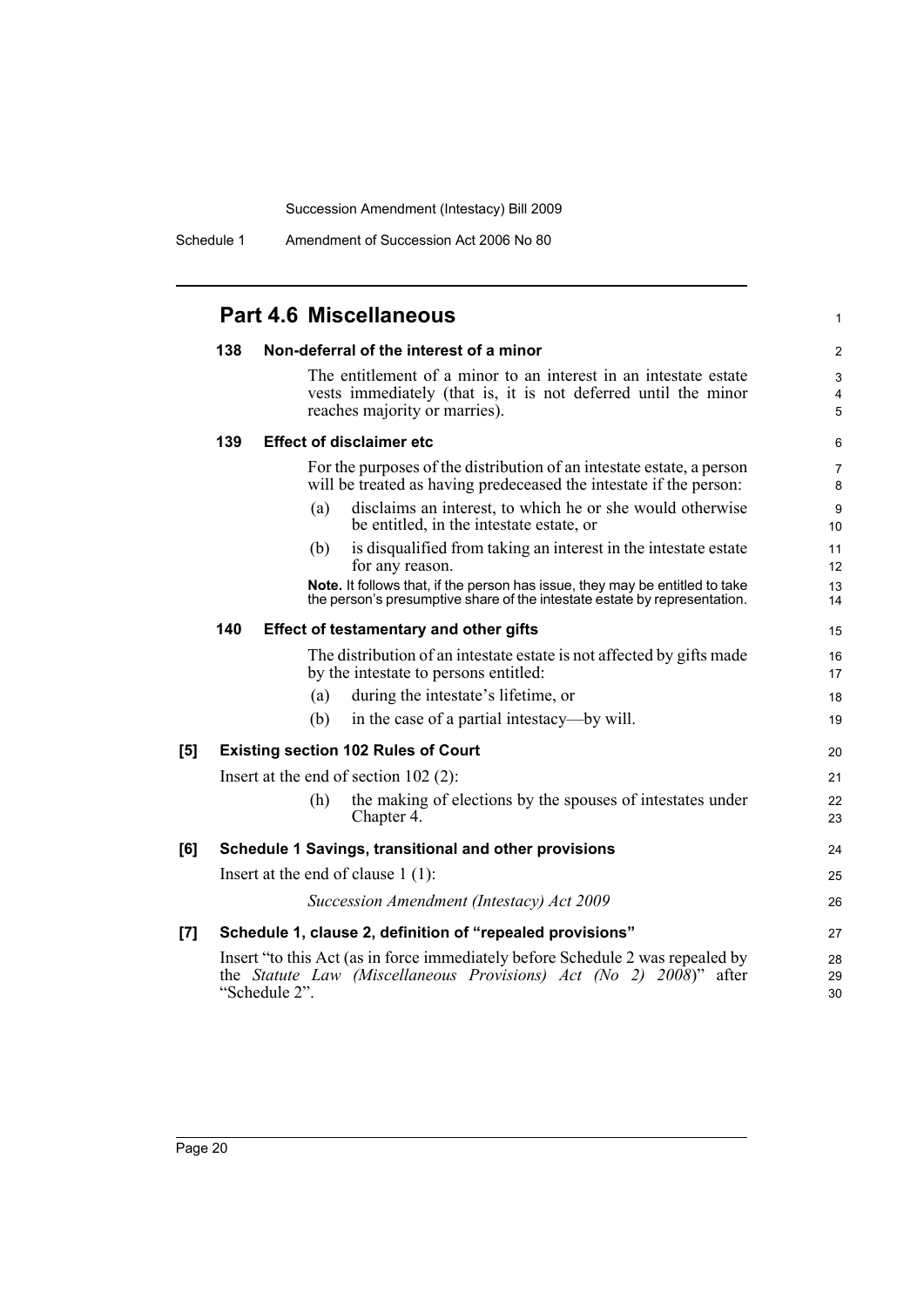## Part 4.6 Miscellaneous

### 138 Non-deferral of the interest of a minor

The entitlement of a minor to an interest in an intestate estate vests immediately (that is, it is not deferred until the minor reaches majority or marries).

### 139 Effect of disclaimer etc

For the purposes of the distribution of an intestate estate, a person will be treated as having predeceased the intestate if the person:

(a) disclaims an interest, to which he or she would otherwise be entitled, in the intestate estate, or

(b) is disqualified from taking an interest in the intestate estate for any reason.

**Note.** It follows that, if the person has issue, they may be entitled to take the person's presumptive share of the intestate estate by representation.

### 140 Effect of testamentary and other gifts

The distribution of an intestate estate is not affected by gifts made by the intestate to persons entitled:

(a) during the intestate's lifetime, or

(b) in the case of a partial intestacy—by will.

**[5] Existing section 102 Rules of Court**

Insert at the end of section 102 (2):

(h) the making of elections by the spouses of intestates under Chapter 4.

**[6] Schedule 1 Savings, transitional and other provisions**

Insert at the end of clause 1 (1):

*Succession Amendment (Intestacy) Act 2009*

**[7] Schedule 1, clause 2, definition of "repealed provisions"**

Insert "to this Act (as in force immediately before Schedule 2 was repealed by the *Statute Law (Miscellaneous Provisions) Act (No 2) 2008*)" after "Schedule 2".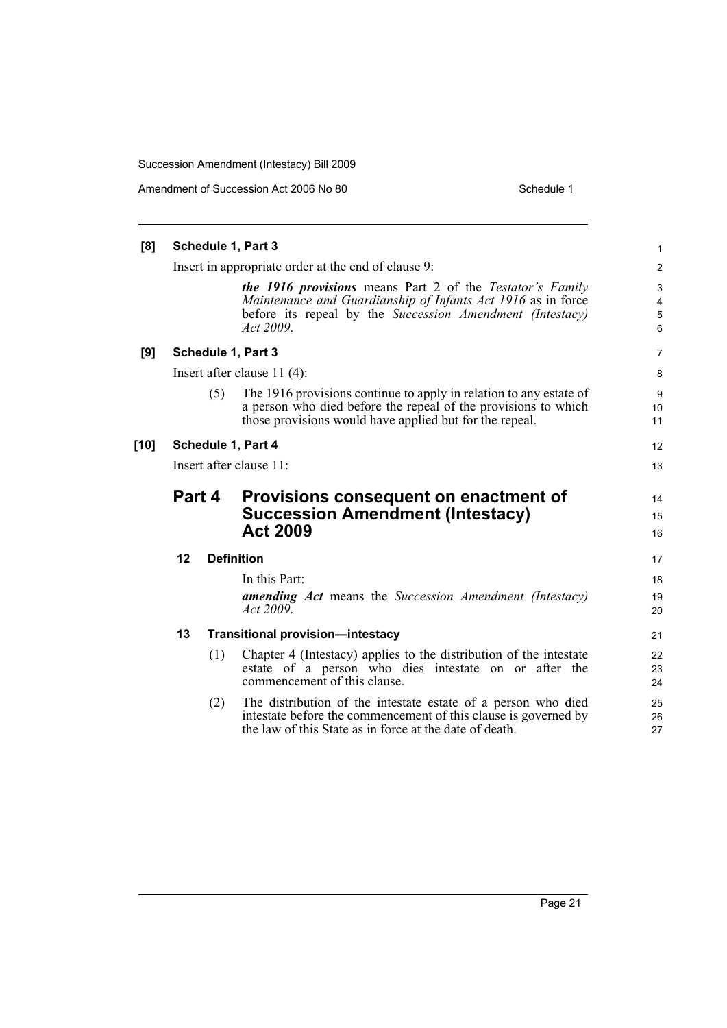**[8] Schedule 1, Part 3**

Insert in appropriate order at the end of clause 9:

> ***the 1916 provisions*** means Part 2 of the *Testator's Family Maintenance and Guardianship of Infants Act 1916* as in force before its repeal by the *Succession Amendment (Intestacy) Act 2009*.

**[9] Schedule 1, Part 3**

Insert after clause 11 (4):

> (5) The 1916 provisions continue to apply in relation to any estate of a person who died before the repeal of the provisions to which those provisions would have applied but for the repeal.

**[10] Schedule 1, Part 4**

Insert after clause 11:

## Part 4 Provisions consequent on enactment of Succession Amendment (Intestacy) Act 2009

### 12 Definition

In this Part:

***amending Act*** means the *Succession Amendment (Intestacy) Act 2009*.

### 13 Transitional provision—intestacy

(1) Chapter 4 (Intestacy) applies to the distribution of the intestate estate of a person who dies intestate on or after the commencement of this clause.

(2) The distribution of the intestate estate of a person who died intestate before the commencement of this clause is governed by the law of this State as in force at the date of death.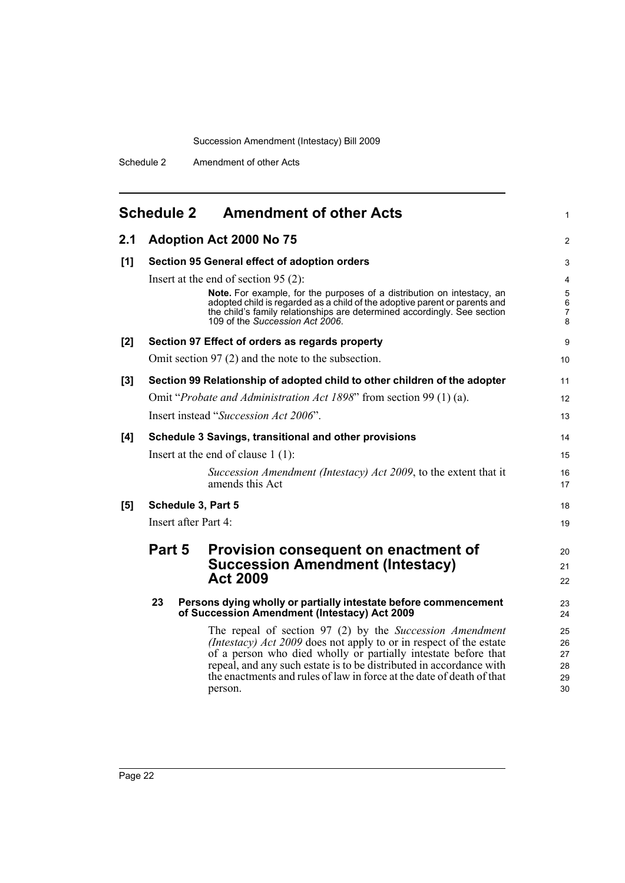# Schedule 2 Amendment of other Acts

## 2.1 Adoption Act 2000 No 75

### [1] Section 95 General effect of adoption orders

Insert at the end of section 95 (2):

> **Note.** For example, for the purposes of a distribution on intestacy, an adopted child is regarded as a child of the adoptive parent or parents and the child's family relationships are determined accordingly. See section 109 of the *Succession Act 2006*.

### [2] Section 97 Effect of orders as regards property

Omit section 97 (2) and the note to the subsection.

### [3] Section 99 Relationship of adopted child to other children of the adopter

Omit "*Probate and Administration Act 1898*" from section 99 (1) (a).

Insert instead "*Succession Act 2006*".

### [4] Schedule 3 Savings, transitional and other provisions

Insert at the end of clause 1 (1):

> *Succession Amendment (Intestacy) Act 2009*, to the extent that it amends this Act

### [5] Schedule 3, Part 5

Insert after Part 4:

## Part 5 Provision consequent on enactment of Succession Amendment (Intestacy) Act 2009

**23 Persons dying wholly or partially intestate before commencement of Succession Amendment (Intestacy) Act 2009**

The repeal of section 97 (2) by the *Succession Amendment (Intestacy) Act 2009* does not apply to or in respect of the estate of a person who died wholly or partially intestate before that repeal, and any such estate is to be distributed in accordance with the enactments and rules of law in force at the date of death of that person.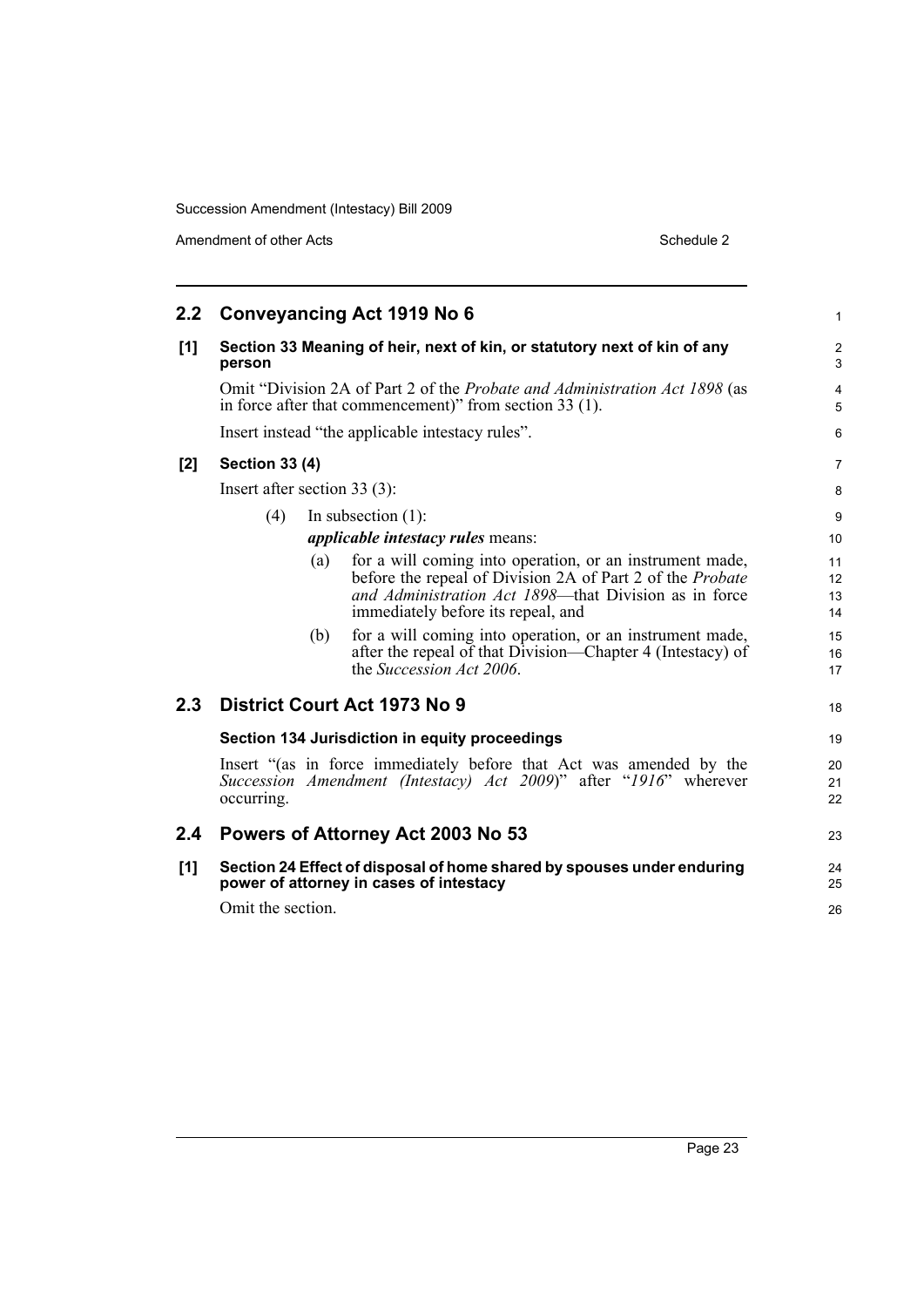## 2.2 Conveyancing Act 1919 No 6

### [1] Section 33 Meaning of heir, next of kin, or statutory next of kin of any person

Omit "Division 2A of Part 2 of the *Probate and Administration Act 1898* (as in force after that commencement)" from section 33 (1).

Insert instead "the applicable intestacy rules".

### [2] Section 33 (4)

Insert after section 33 (3):

(4) In subsection (1):

***applicable intestacy rules*** means:

(a) for a will coming into operation, or an instrument made, before the repeal of Division 2A of Part 2 of the *Probate and Administration Act 1898*—that Division as in force immediately before its repeal, and

(b) for a will coming into operation, or an instrument made, after the repeal of that Division—Chapter 4 (Intestacy) of the *Succession Act 2006*.

## 2.3 District Court Act 1973 No 9

### Section 134 Jurisdiction in equity proceedings

Insert "(as in force immediately before that Act was amended by the *Succession Amendment (Intestacy) Act 2009*)" after "*1916*" wherever occurring.

## 2.4 Powers of Attorney Act 2003 No 53

### [1] Section 24 Effect of disposal of home shared by spouses under enduring power of attorney in cases of intestacy

Omit the section.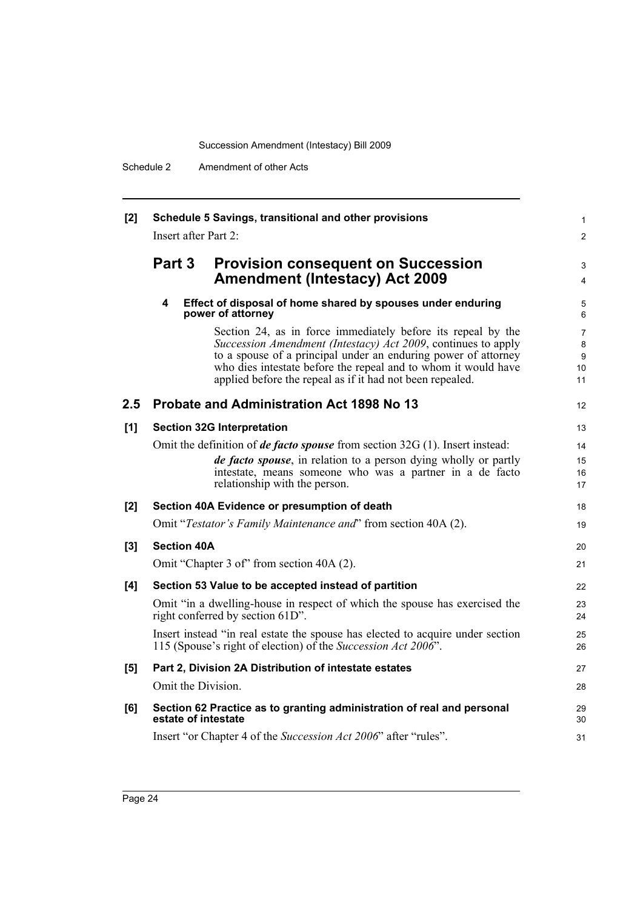**[2] Schedule 5 Savings, transitional and other provisions**

Insert after Part 2:

## Part 3 Provision consequent on Succession Amendment (Intestacy) Act 2009

**4 Effect of disposal of home shared by spouses under enduring power of attorney**

Section 24, as in force immediately before its repeal by the *Succession Amendment (Intestacy) Act 2009*, continues to apply to a spouse of a principal under an enduring power of attorney who dies intestate before the repeal and to whom it would have applied before the repeal as if it had not been repealed.

## 2.5 Probate and Administration Act 1898 No 13

**[1] Section 32G Interpretation**

Omit the definition of ***de facto spouse*** from section 32G (1). Insert instead:

> ***de facto spouse***, in relation to a person dying wholly or partly intestate, means someone who was a partner in a de facto relationship with the person.

**[2] Section 40A Evidence or presumption of death**

Omit "*Testator's Family Maintenance and*" from section 40A (2).

**[3] Section 40A**

Omit "Chapter 3 of" from section 40A (2).

**[4] Section 53 Value to be accepted instead of partition**

Omit "in a dwelling-house in respect of which the spouse has exercised the right conferred by section 61D".

Insert instead "in real estate the spouse has elected to acquire under section 115 (Spouse's right of election) of the *Succession Act 2006*".

**[5] Part 2, Division 2A Distribution of intestate estates**

Omit the Division.

**[6] Section 62 Practice as to granting administration of real and personal estate of intestate**

Insert "or Chapter 4 of the *Succession Act 2006*" after "rules".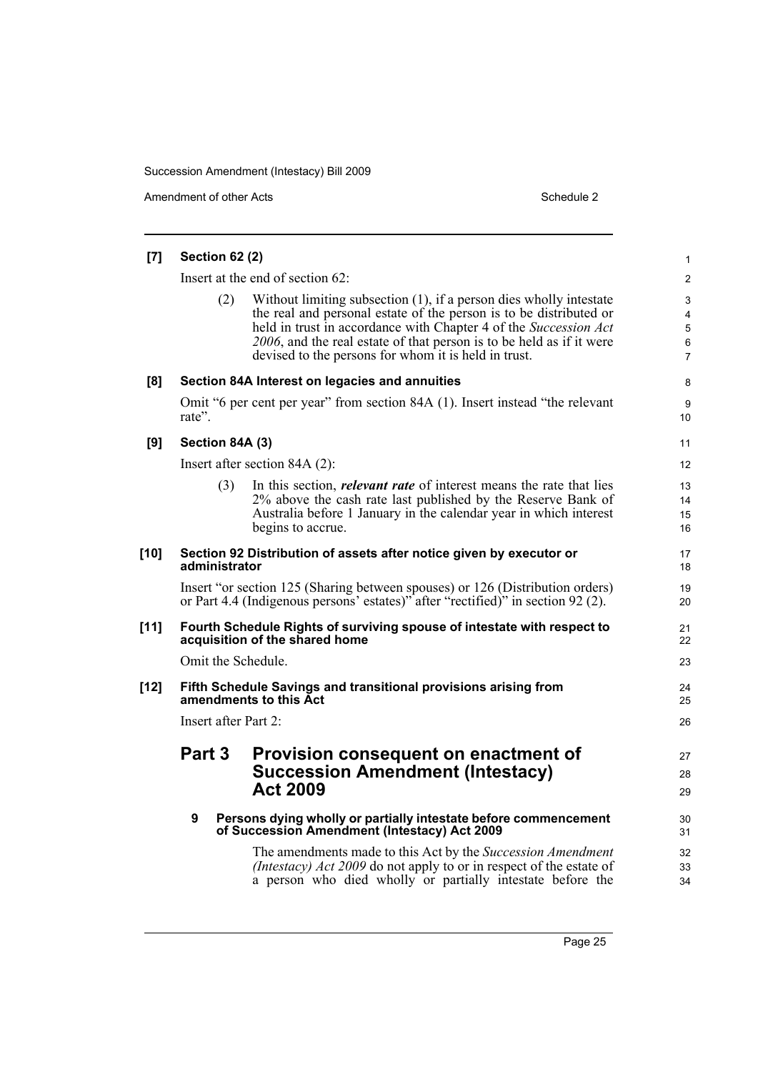**[7] Section 62 (2)**

Insert at the end of section 62:

(2) Without limiting subsection (1), if a person dies wholly intestate the real and personal estate of the person is to be distributed or held in trust in accordance with Chapter 4 of the *Succession Act 2006*, and the real estate of that person is to be held as if it were devised to the persons for whom it is held in trust.

**[8] Section 84A Interest on legacies and annuities**

Omit "6 per cent per year" from section 84A (1). Insert instead "the relevant rate".

**[9] Section 84A (3)**

Insert after section 84A (2):

(3) In this section, ***relevant rate*** of interest means the rate that lies 2% above the cash rate last published by the Reserve Bank of Australia before 1 January in the calendar year in which interest begins to accrue.

**[10] Section 92 Distribution of assets after notice given by executor or administrator**

Insert "or section 125 (Sharing between spouses) or 126 (Distribution orders) or Part 4.4 (Indigenous persons' estates)" after "rectified)" in section 92 (2).

**[11] Fourth Schedule Rights of surviving spouse of intestate with respect to acquisition of the shared home**

Omit the Schedule.

**[12] Fifth Schedule Savings and transitional provisions arising from amendments to this Act**

Insert after Part 2:

## Part 3 Provision consequent on enactment of Succession Amendment (Intestacy) Act 2009

**9 Persons dying wholly or partially intestate before commencement of Succession Amendment (Intestacy) Act 2009**

The amendments made to this Act by the *Succession Amendment (Intestacy) Act 2009* do not apply to or in respect of the estate of a person who died wholly or partially intestate before the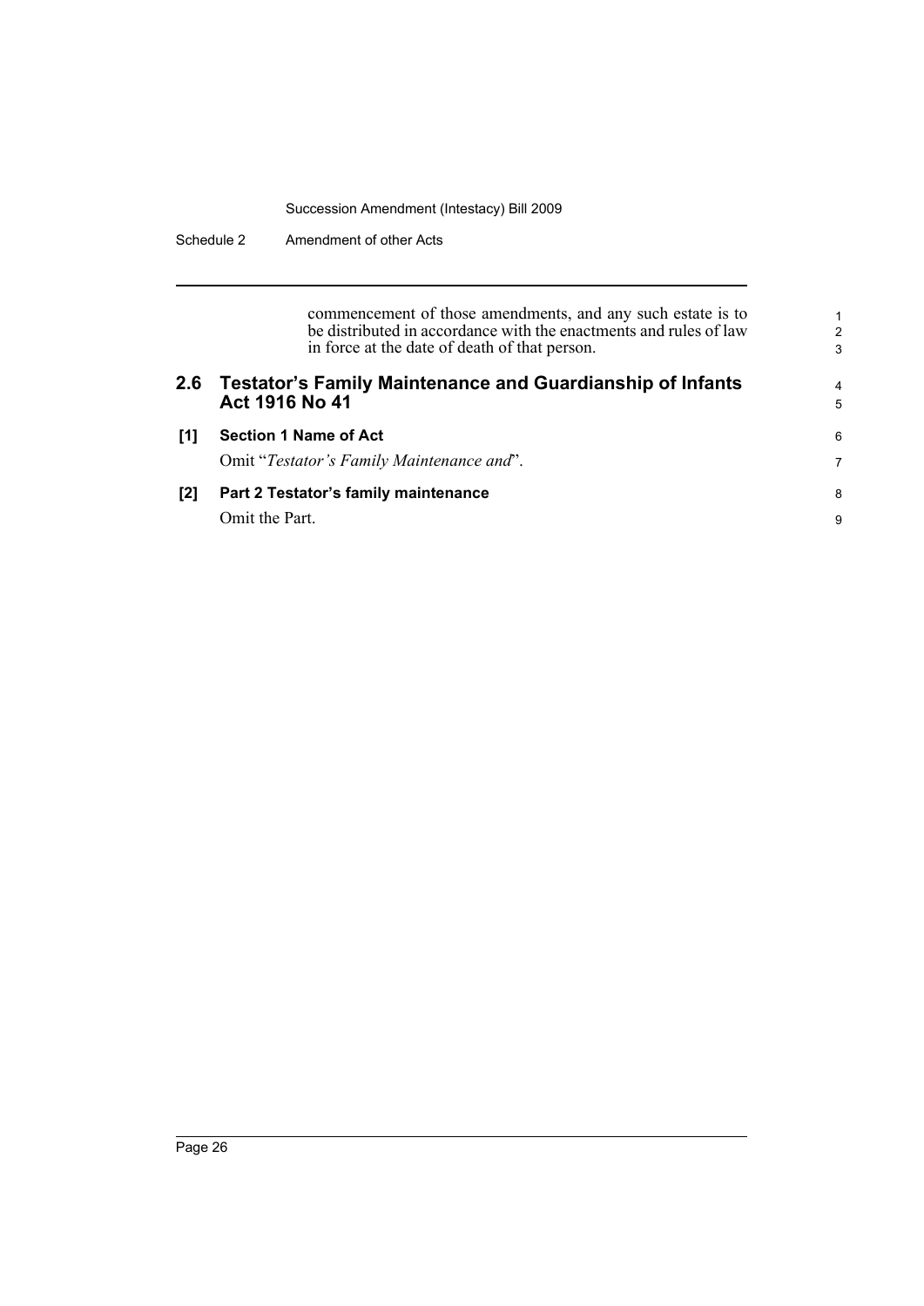commencement of those amendments, and any such estate is to be distributed in accordance with the enactments and rules of law in force at the date of death of that person.

## 2.6 Testator's Family Maintenance and Guardianship of Infants Act 1916 No 41

**[1] Section 1 Name of Act**

Omit "*Testator's Family Maintenance and*".

**[2] Part 2 Testator's family maintenance**

Omit the Part.